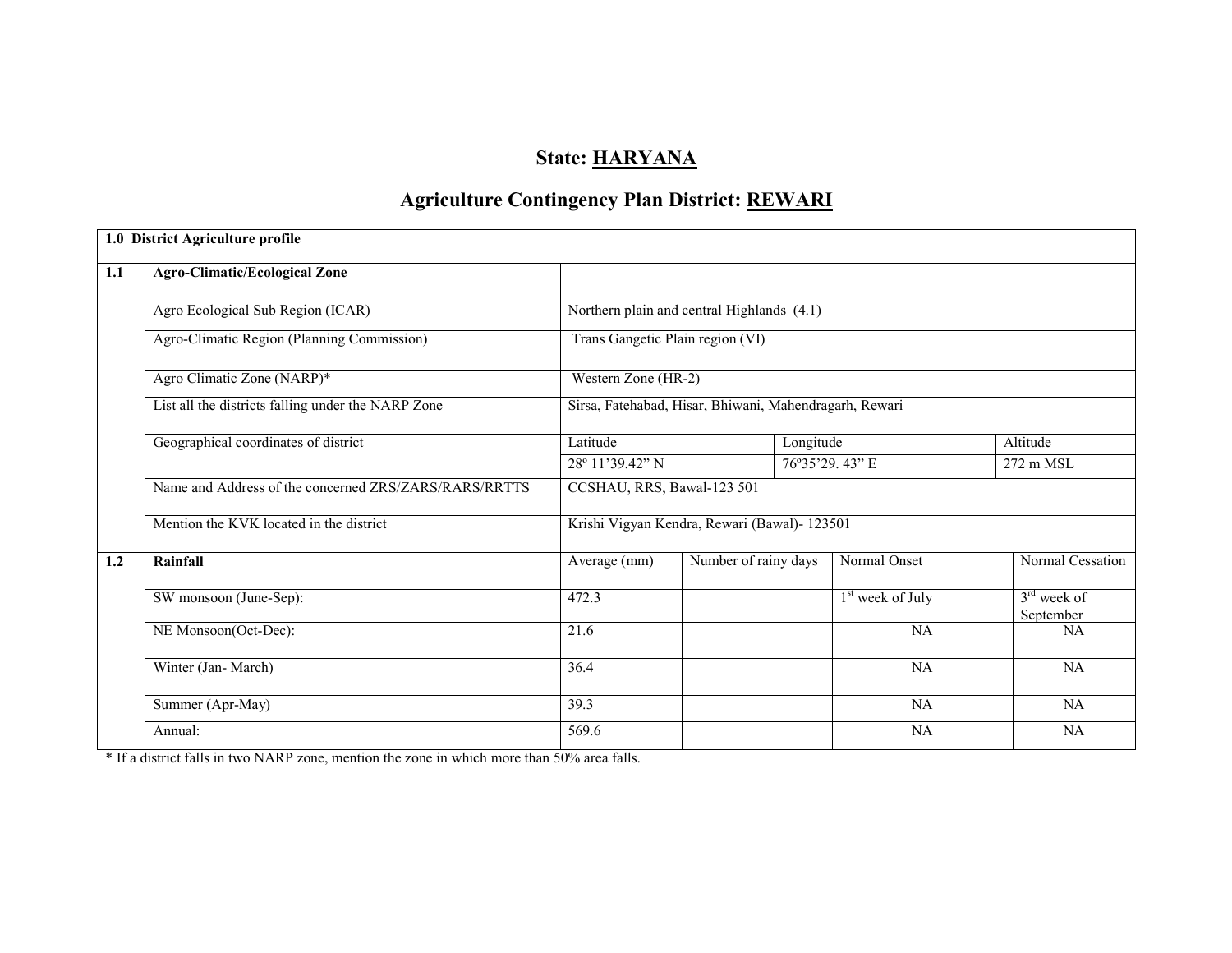# State: HARYANA

## Agriculture Contingency Plan District: REWARI

| 1.0 District Agriculture profile | | | | | |
|---|---|---|---|---|---|
| **1.1** | **Agro-Climatic/Ecological Zone** | | | | |
| | Agro Ecological Sub Region (ICAR) | Northern plain and central Highlands (4.1) | | | |
| | Agro-Climatic Region (Planning Commission) | Trans Gangetic Plain region (VI) | | | |
| | Agro Climatic Zone (NARP)* | Western Zone (HR-2) | | | |
| | List all the districts falling under the NARP Zone | Sirsa, Fatehabad, Hisar, Bhiwani, Mahendragarh, Rewari | | | |
| | Geographical coordinates of district | Latitude | Longitude | | Altitude |
| | | 28º 11'39.42" N | 76º35'29. 43" E | | 272 m MSL |
| | Name and Address of the concerned ZRS/ZARS/RARS/RRTTS | CCSHAU, RRS, Bawal-123 501 | | | |
| | Mention the KVK located in the district | Krishi Vigyan Kendra, Rewari (Bawal)- 123501 | | | |
| **1.2** | **Rainfall** | Average (mm) | Number of rainy days | Normal Onset | Normal Cessation |
| | SW monsoon (June-Sep): | 472.3 | | 1st week of July | 3rd week of September |
| | NE Monsoon(Oct-Dec): | 21.6 | | NA | NA |
| | Winter (Jan- March) | 36.4 | | NA | NA |
| | Summer (Apr-May) | 39.3 | | NA | NA |
| | Annual: | 569.6 | | NA | NA |

* If a district falls in two NARP zone, mention the zone in which more than 50% area falls.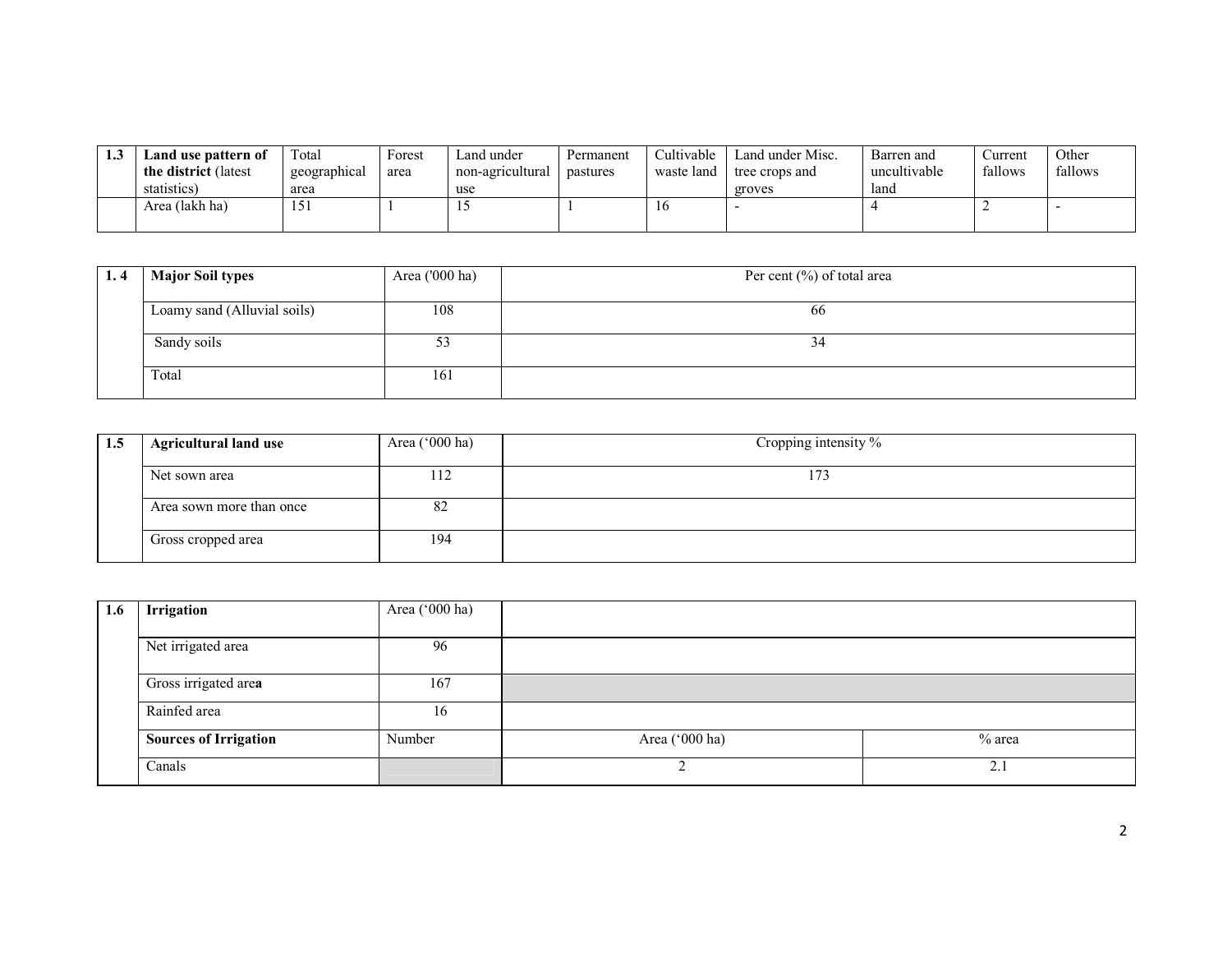| 1.3 | Land use pattern of the district (latest statistics) | Total geographical area | Forest area | Land under non-agricultural use | Permanent pastures | Cultivable waste land | Land under Misc. tree crops and groves | Barren and uncultivable land | Current fallows | Other fallows |
|---|---|---|---|---|---|---|---|---|---|---|
| | Area (lakh ha) | 151 | 1 | 15 | 1 | 16 | - | 4 | 2 | - |

| 1. 4 | Major Soil types | Area ('000 ha) | Per cent (%) of total area |
|---|---|---|---|
| | Loamy sand (Alluvial soils) | 108 | 66 |
| | Sandy soils | 53 | 34 |
| | Total | 161 | |

| 1.5 | Agricultural land use | Area ('000 ha) | Cropping intensity % |
|---|---|---|---|
| | Net sown area | 112 | 173 |
| | Area sown more than once | 82 | |
| | Gross cropped area | 194 | |

| 1.6 | Irrigation | Area ('000 ha) | | |
|---|---|---|---|---|
| | Net irrigated area | 96 | | |
| | Gross irrigated area | 167 | | |
| | Rainfed area | 16 | | |
| | **Sources of Irrigation** | Number | Area ('000 ha) | % area |
| | Canals | | 2 | 2.1 |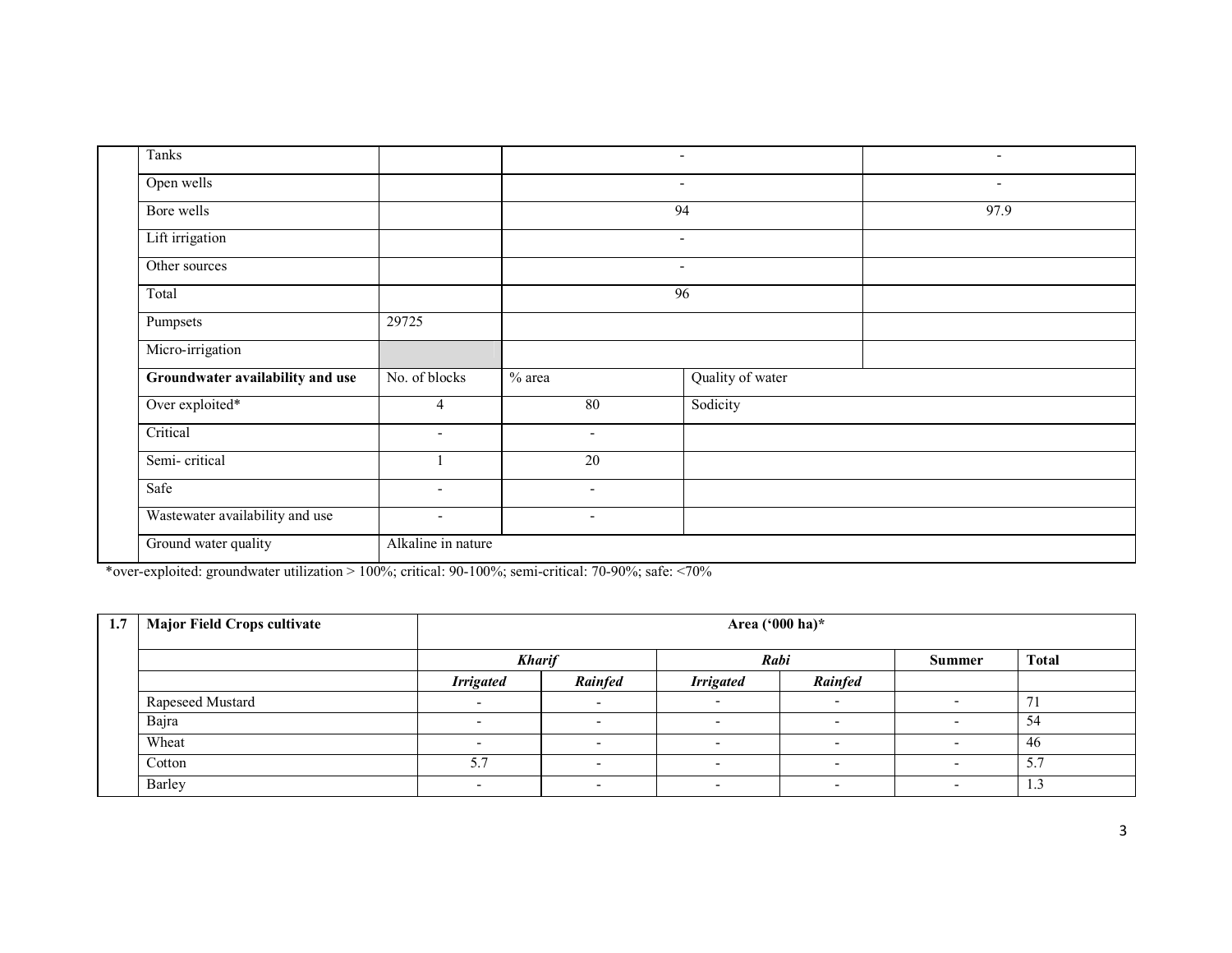| | | | | |
|---|---|---|---|---|
| Tanks | | - | | - |
| Open wells | | - | | - |
| Bore wells | | 94 | | 97.9 |
| Lift irrigation | | - | | |
| Other sources | | - | | |
| Total | | 96 | | |
| Pumpsets | 29725 | | | |
| Micro-irrigation | | | | |
| **Groundwater availability and use** | No. of blocks | % area | Quality of water | |
| Over exploited* | 4 | 80 | Sodicity | |
| Critical | - | - | | |
| Semi- critical | 1 | 20 | | |
| Safe | - | - | | |
| Wastewater availability and use | - | - | | |
| Ground water quality | Alkaline in nature | | | |

*over-exploited: groundwater utilization > 100%; critical: 90-100%; semi-critical: 70-90%; safe: <70%

| 1.7 | **Major Field Crops cultivate** | **Area ('000 ha)*** | | | | | |
|---|---|---|---|---|---|---|---|
| | | ***Kharif*** | | ***Rabi*** | | **Summer** | **Total** |
| | | ***Irrigated*** | ***Rainfed*** | ***Irrigated*** | ***Rainfed*** | | |
| | Rapeseed Mustard | - | - | - | - | - | 71 |
| | Bajra | - | - | - | - | - | 54 |
| | Wheat | - | - | - | - | - | 46 |
| | Cotton | 5.7 | - | - | - | - | 5.7 |
| | Barley | - | - | - | - | - | 1.3 |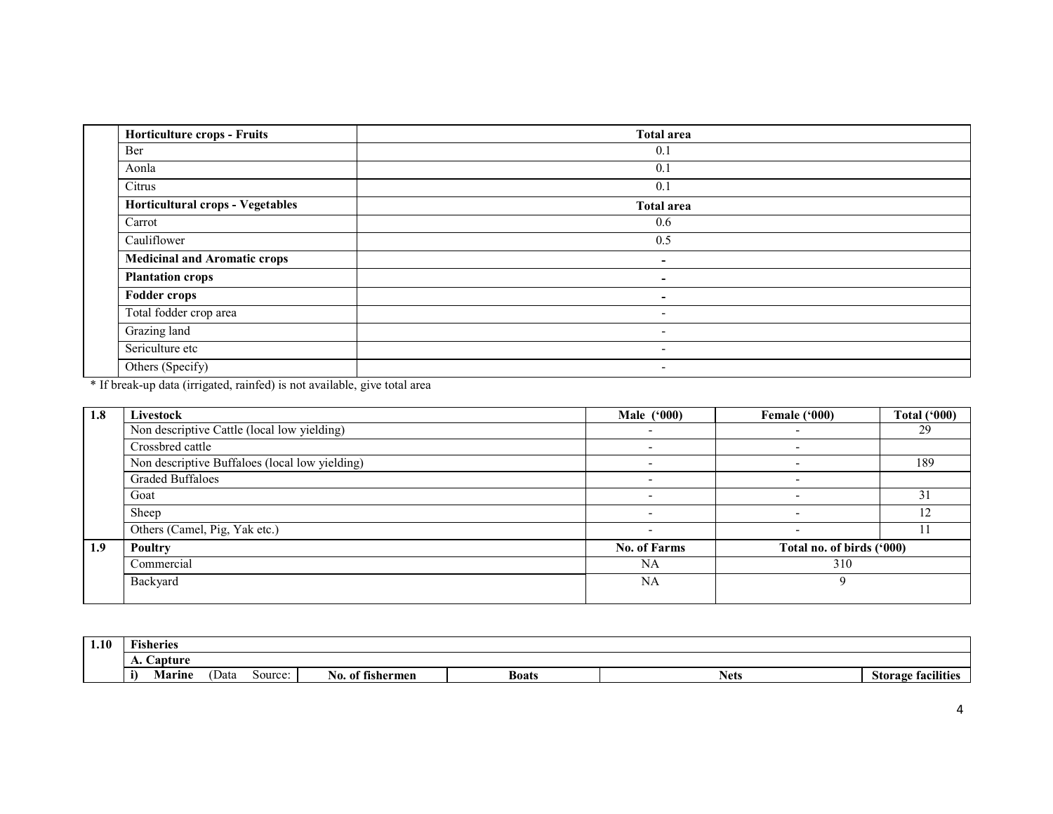| | Horticulture crops - Fruits | Total area |
|---|---|---|
| | Ber | 0.1 |
| | Aonla | 0.1 |
| | Citrus | 0.1 |
| | **Horticultural crops - Vegetables** | **Total area** |
| | Carrot | 0.6 |
| | Cauliflower | 0.5 |
| | **Medicinal and Aromatic crops** | - |
| | **Plantation crops** | - |
| | **Fodder crops** | - |
| | Total fodder crop area | - |
| | Grazing land | - |
| | Sericulture etc | - |
| | Others (Specify) | - |

* If break-up data (irrigated, rainfed) is not available, give total area

| 1.8 | Livestock | Male ('000) | Female ('000) | Total ('000) |
|---|---|---|---|---|
| | Non descriptive Cattle (local low yielding) | - | - | 29 |
| | Crossbred cattle | - | - | |
| | Non descriptive Buffaloes (local low yielding) | - | - | 189 |
| | Graded Buffaloes | - | - | |
| | Goat | - | - | 31 |
| | Sheep | - | - | 12 |
| | Others (Camel, Pig, Yak etc.) | - | - | 11 |
| **1.9** | **Poultry** | **No. of Farms** | **Total no. of birds ('000)** | |
| | Commercial | NA | 310 | |
| | Backyard | NA | 9 | |

| 1.10 | Fisheries | | | | |
|---|---|---|---|---|---|
| | **A. Capture** | | | | |
| | **i) Marine** (Data Source: | **No. of fishermen** | **Boats** | **Nets** | **Storage facilities** |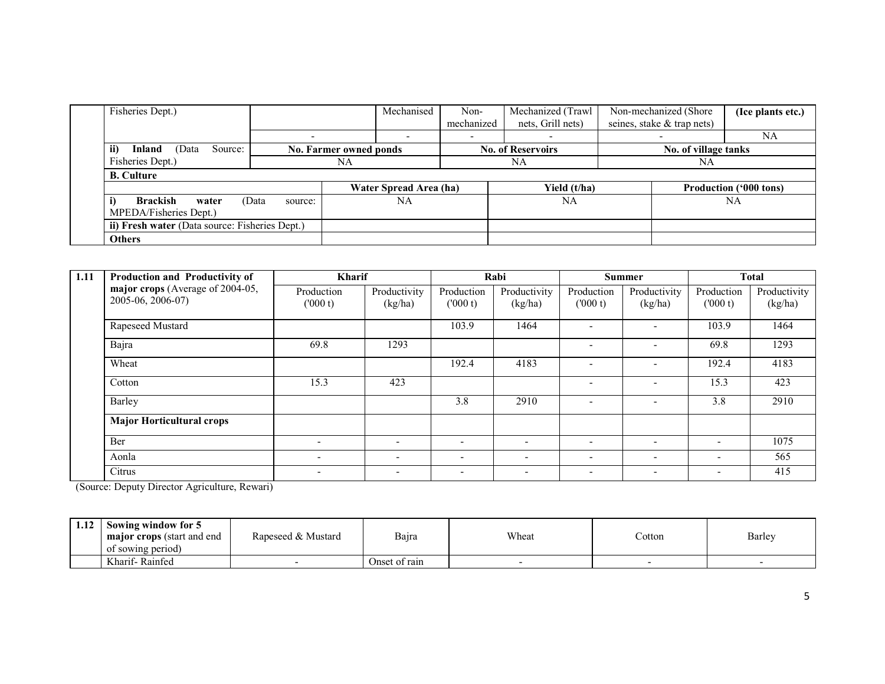| | Fisheries Dept.) | | Mechanised | Non-mechanized | Mechanized (Trawl nets, Grill nets) | Non-mechanized (Shore seines, stake & trap nets) | **(Ice plants etc.)** |
|---|---|---|---|---|---|---|---|
| | | - | - | - | - | - | NA |
| | **ii) Inland** (Data Source: Fisheries Dept.) | **No. Farmer owned ponds** | | **No. of Reservoirs** | | **No. of village tanks** | |
| | | NA | | NA | | NA | |
| | **B. Culture** | | | | | | |
| | | **Water Spread Area (ha)** | | **Yield (t/ha)** | | **Production ('000 tons)** | |
| | **i) Brackish water** (Data source: MPEDA/Fisheries Dept.) | NA | | NA | | NA | |
| | **ii) Fresh water** (Data source: Fisheries Dept.) | | | | | | |
| | **Others** | | | | | | |

| 1.11 | **Production and Productivity of major crops** (Average of 2004-05, 2005-06, 2006-07) | **Kharif** | | **Rabi** | | **Summer** | | **Total** | |
|---|---|---|---|---|---|---|---|---|---|
| | | Production ('000 t) | Productivity (kg/ha) | Production ('000 t) | Productivity (kg/ha) | Production ('000 t) | Productivity (kg/ha) | Production ('000 t) | Productivity (kg/ha) |
| | Rapeseed Mustard | | | 103.9 | 1464 | - | - | 103.9 | 1464 |
| | Bajra | 69.8 | 1293 | | | - | - | 69.8 | 1293 |
| | Wheat | | | 192.4 | 4183 | - | - | 192.4 | 4183 |
| | Cotton | 15.3 | 423 | | | - | - | 15.3 | 423 |
| | Barley | | | 3.8 | 2910 | - | - | 3.8 | 2910 |
| | **Major Horticultural crops** | | | | | | | | |
| | Ber | - | - | - | - | - | - | - | 1075 |
| | Aonla | - | - | - | - | - | - | - | 565 |
| | Citrus | - | - | - | - | - | - | - | 415 |

(Source: Deputy Director Agriculture, Rewari)

| 1.12 | **Sowing window for 5 major crops** (start and end of sowing period) | Rapeseed & Mustard | Bajra | Wheat | Cotton | Barley |
|---|---|---|---|---|---|---|
| | Kharif- Rainfed | - | Onset of rain | - | - | - |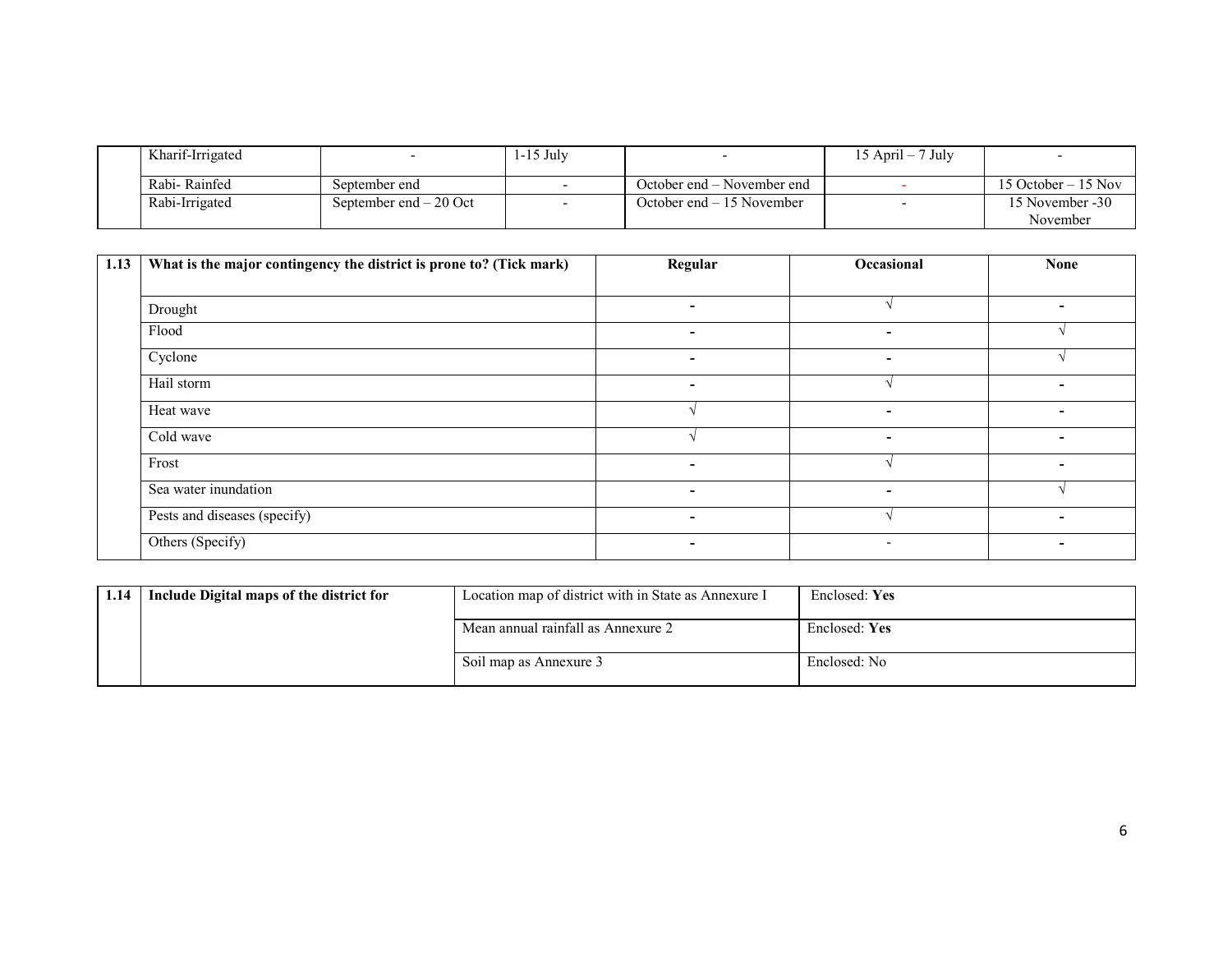| | Kharif-Irrigated | - | 1-15 July | - | 15 April – 7 July | - |
|---|---|---|---|---|---|---|
| | Rabi- Rainfed | September end | - | October end – November end | - | 15 October – 15 Nov |
| | Rabi-Irrigated | September end – 20 Oct | - | October end – 15 November | - | 15 November -30 November |

| 1.13 | What is the major contingency the district is prone to? (Tick mark) | Regular | Occasional | None |
|---|---|---|---|---|
| | Drought | - | √ | - |
| | Flood | - | - | √ |
| | Cyclone | - | - | √ |
| | Hail storm | - | √ | - |
| | Heat wave | √ | - | - |
| | Cold wave | √ | - | - |
| | Frost | - | √ | - |
| | Sea water inundation | - | - | √ |
| | Pests and diseases (specify) | - | √ | - |
| | Others (Specify) | - | - | - |

| 1.14 | Include Digital maps of the district for | Location map of district with in State as Annexure I | Enclosed: **Yes** |
|---|---|---|---|
| | | Mean annual rainfall as Annexure 2 | Enclosed: **Yes** |
| | | Soil map as Annexure 3 | Enclosed: No |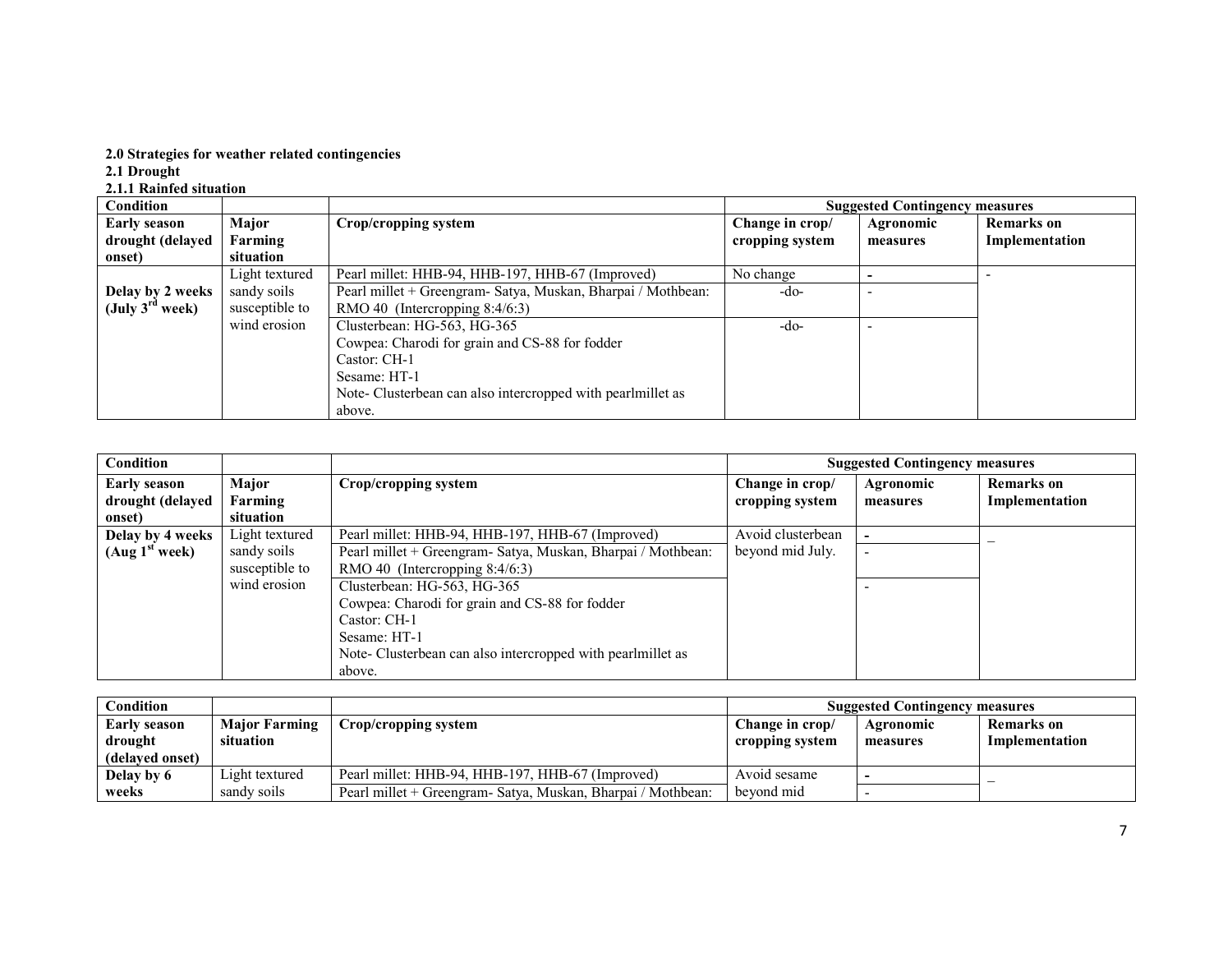**2.0 Strategies for weather related contingencies**

**2.1 Drought**

**2.1.1 Rainfed situation**

| Condition | | | Suggested Contingency measures | | |
|---|---|---|---|---|---|
| **Early season drought (delayed onset)** | **Major Farming situation** | **Crop/cropping system** | **Change in crop/ cropping system** | **Agronomic measures** | **Remarks on Implementation** |
| **Delay by 2 weeks (July 3rd week)** | Light textured sandy soils susceptible to wind erosion | Pearl millet: HHB-94, HHB-197, HHB-67 (Improved) | No change | - | - |
| | | Pearl millet + Greengram- Satya, Muskan, Bharpai / Mothbean: RMO 40 (Intercropping 8:4/6:3) | -do- | - | |
| | | Clusterbean: HG-563, HG-365<br>Cowpea: Charodi for grain and CS-88 for fodder<br>Castor: CH-1<br>Sesame: HT-1<br>Note- Clusterbean can also intercropped with pearlmillet as above. | -do- | - | |

| Condition | | | Suggested Contingency measures | | |
|---|---|---|---|---|---|
| **Early season drought (delayed onset)** | **Major Farming situation** | **Crop/cropping system** | **Change in crop/ cropping system** | **Agronomic measures** | **Remarks on Implementation** |
| **Delay by 4 weeks (Aug 1st week)** | Light textured sandy soils susceptible to wind erosion | Pearl millet: HHB-94, HHB-197, HHB-67 (Improved) | Avoid clusterbean beyond mid July. | - | – |
| | | Pearl millet + Greengram- Satya, Muskan, Bharpai / Mothbean: RMO 40 (Intercropping 8:4/6:3) | | - | |
| | | Clusterbean: HG-563, HG-365<br>Cowpea: Charodi for grain and CS-88 for fodder<br>Castor: CH-1<br>Sesame: HT-1<br>Note- Clusterbean can also intercropped with pearlmillet as above. | | - | |

| Condition | | | Suggested Contingency measures | | |
|---|---|---|---|---|---|
| **Early season drought (delayed onset)** | **Major Farming situation** | **Crop/cropping system** | **Change in crop/ cropping system** | **Agronomic measures** | **Remarks on Implementation** |
| **Delay by 6 weeks** | Light textured sandy soils | Pearl millet: HHB-94, HHB-197, HHB-67 (Improved) | Avoid sesame beyond mid | - | – |
| | | Pearl millet + Greengram- Satya, Muskan, Bharpai / Mothbean: | | - | |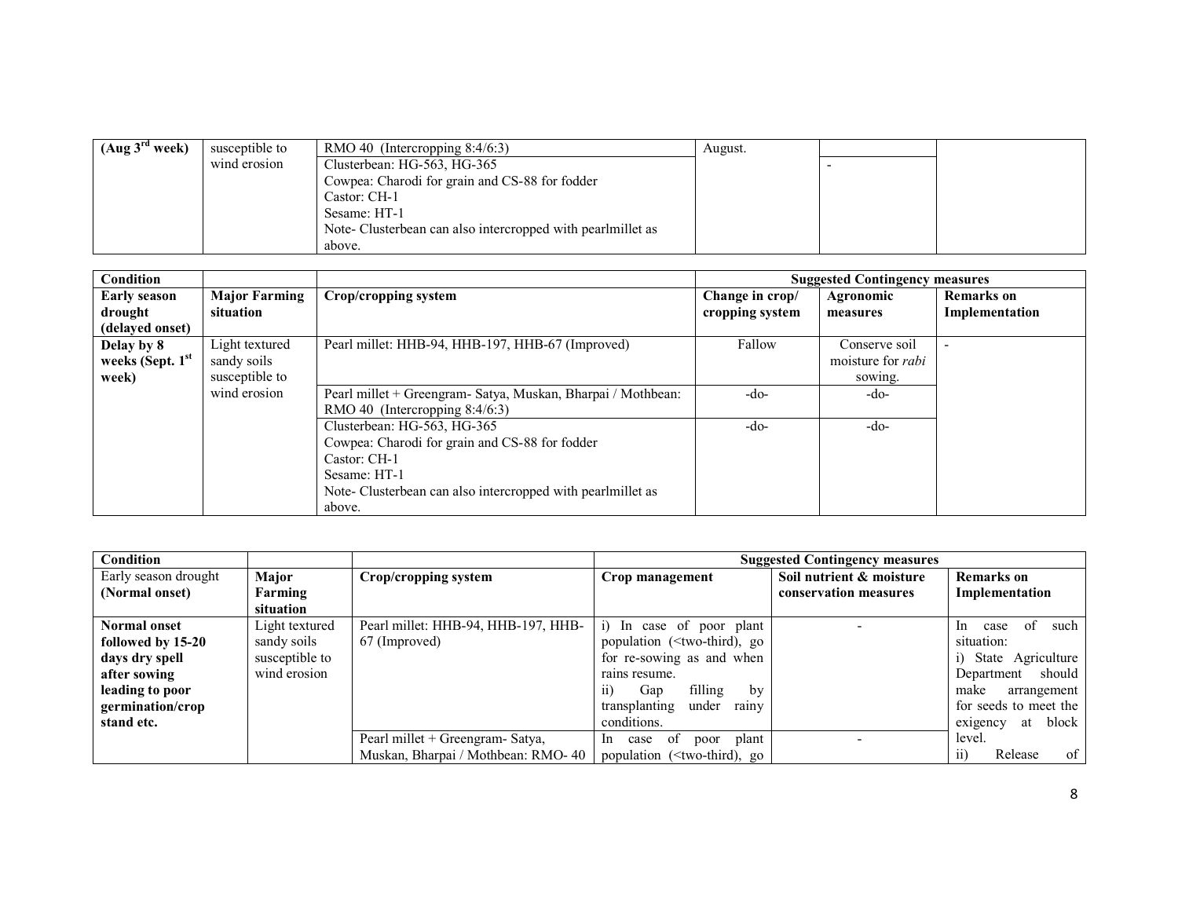| (Aug 3rd week) | susceptible to wind erosion | RMO 40 (Intercropping 8:4/6:3) | August. | | |
|---|---|---|---|---|---|
| | | Clusterbean: HG-563, HG-365<br>Cowpea: Charodi for grain and CS-88 for fodder<br>Castor: CH-1<br>Sesame: HT-1<br>Note- Clusterbean can also intercropped with pearlmillet as above. | | - | |

| Condition | | | Suggested Contingency measures | | |
|---|---|---|---|---|---|
| **Early season drought (delayed onset)** | **Major Farming situation** | **Crop/cropping system** | **Change in crop/ cropping system** | **Agronomic measures** | **Remarks on Implementation** |
| **Delay by 8 weeks (Sept. 1st week)** | Light textured sandy soils susceptible to wind erosion | Pearl millet: HHB-94, HHB-197, HHB-67 (Improved) | Fallow | Conserve soil moisture for *rabi* sowing. | - |
| | | Pearl millet + Greengram- Satya, Muskan, Bharpai / Mothbean: RMO 40 (Intercropping 8:4/6:3) | -do- | -do- | |
| | | Clusterbean: HG-563, HG-365<br>Cowpea: Charodi for grain and CS-88 for fodder<br>Castor: CH-1<br>Sesame: HT-1<br>Note- Clusterbean can also intercropped with pearlmillet as above. | -do- | -do- | |

| Condition | | | Suggested Contingency measures | | |
|---|---|---|---|---|---|
| Early season drought (Normal onset) | **Major Farming situation** | **Crop/cropping system** | **Crop management** | **Soil nutrient & moisture conservation measures** | **Remarks on Implementation** |
| **Normal onset followed by 15-20 days dry spell after sowing leading to poor germination/crop stand etc.** | Light textured sandy soils susceptible to wind erosion | Pearl millet: HHB-94, HHB-197, HHB-67 (Improved) | i) In case of poor plant population (<two-third), go for re-sowing as and when rains resume.<br>ii) Gap filling by transplanting under rainy conditions. | - | In case of such situation:<br>i) State Agriculture Department should make arrangement for seeds to meet the exigency at block level.<br>ii) Release of |
| | | Pearl millet + Greengram- Satya, Muskan, Bharpai / Mothbean: RMO- 40 | In case of poor plant population (<two-third), go | - | |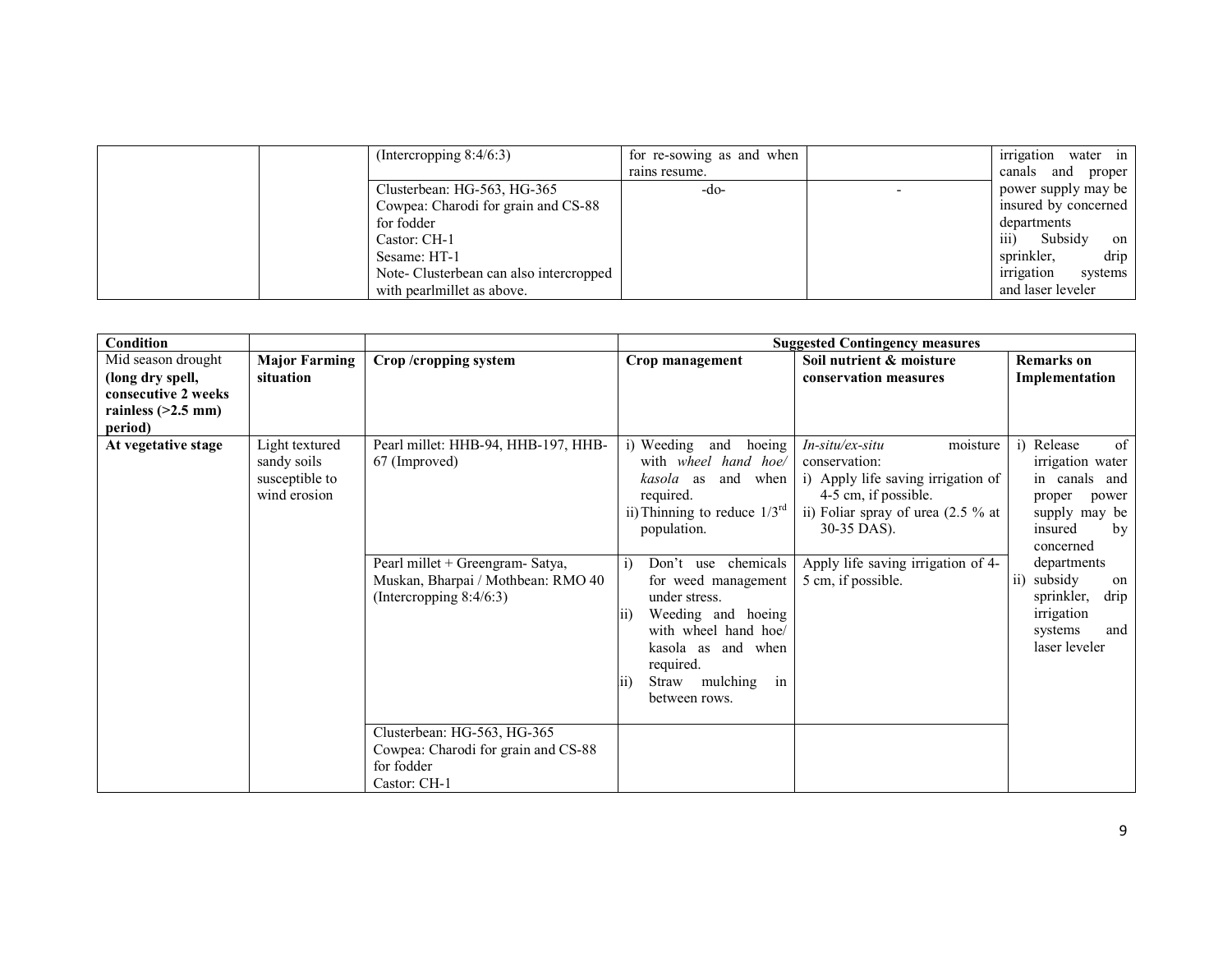| | | | | | |
|---|---|---|---|---|---|
| | | (Intercropping 8:4/6:3) | for re-sowing as and when rains resume. | | irrigation water in canals and proper power supply may be insured by concerned departments<br>iii) Subsidy on sprinkler, drip irrigation systems and laser leveler |
| | | Clusterbean: HG-563, HG-365<br>Cowpea: Charodi for grain and CS-88 for fodder<br>Castor: CH-1<br>Sesame: HT-1<br>Note- Clusterbean can also intercropped with pearlmillet as above. | -do- | - | |

| **Condition** | | | **Suggested Contingency measures** | | |
|---|---|---|---|---|---|
| Mid season drought **(long dry spell, consecutive 2 weeks rainless (>2.5 mm) period)** | **Major Farming situation** | **Crop /cropping system** | **Crop management** | **Soil nutrient & moisture conservation measures** | **Remarks on Implementation** |
| **At vegetative stage** | Light textured sandy soils susceptible to wind erosion | Pearl millet: HHB-94, HHB-197, HHB-67 (Improved) | i) Weeding and hoeing with *wheel hand hoe/ kasola* as and when required.<br>ii) Thinning to reduce 1/3[rd] population. | *In-situ/ex-situ* moisture conservation:<br>i) Apply life saving irrigation of 4-5 cm, if possible.<br>ii) Foliar spray of urea (2.5 % at 30-35 DAS). | i) Release of irrigation water in canals and proper power supply may be insured by concerned departments<br>ii) subsidy on sprinkler, drip irrigation systems and laser leveler |
| | | Pearl millet + Greengram- Satya, Muskan, Bharpai / Mothbean: RMO 40 (Intercropping 8:4/6:3) | i) Don't use chemicals for weed management under stress.<br>ii) Weeding and hoeing with wheel hand hoe/ kasola as and when required.<br>ii) Straw mulching in between rows. | Apply life saving irrigation of 4-5 cm, if possible. | |
| | | Clusterbean: HG-563, HG-365<br>Cowpea: Charodi for grain and CS-88 for fodder<br>Castor: CH-1 | | | |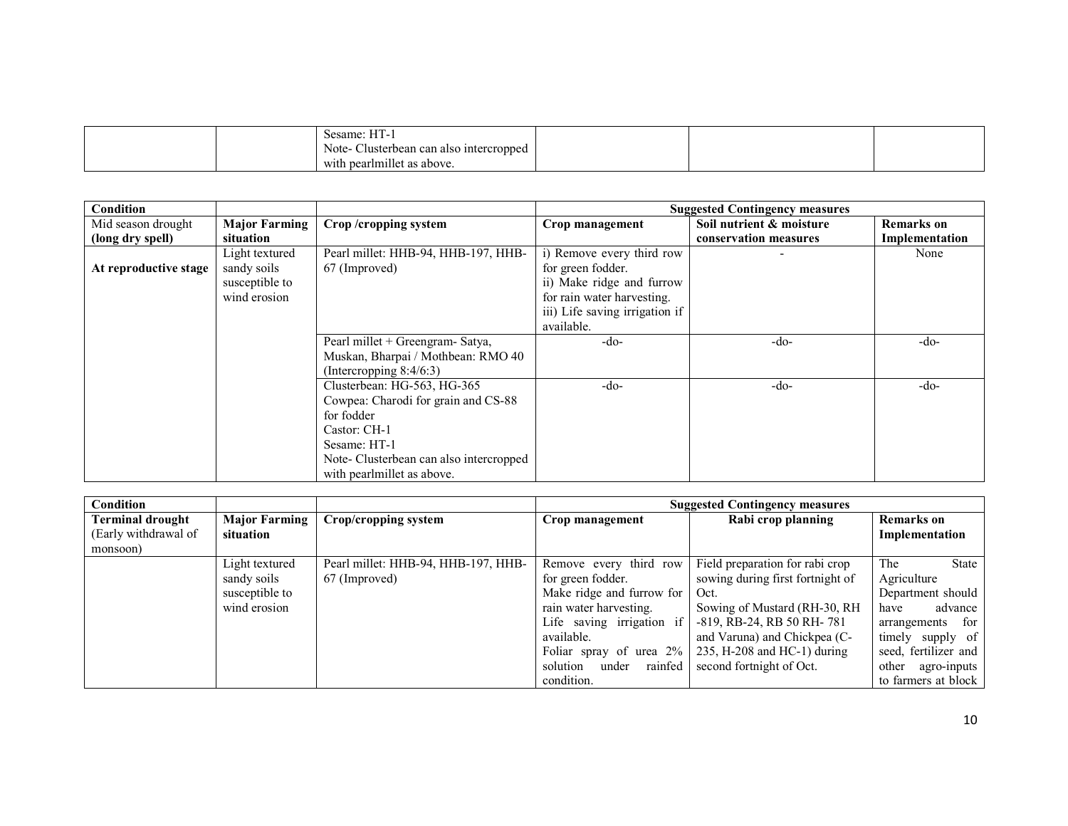| | | Sesame: HT-1<br>Note- Clusterbean can also intercropped with pearlmillet as above. | | | |
|---|---|---|---|---|---|

| Condition | | | Suggested Contingency measures | | |
|---|---|---|---|---|---|
| Mid season drought **(long dry spell)** | **Major Farming situation** | **Crop /cropping system** | **Crop management** | **Soil nutrient & moisture conservation measures** | **Remarks on Implementation** |
| **At reproductive stage** | Light textured sandy soils susceptible to wind erosion | Pearl millet: HHB-94, HHB-197, HHB-67 (Improved) | i) Remove every third row for green fodder.<br>ii) Make ridge and furrow for rain water harvesting.<br>iii) Life saving irrigation if available. | - | None |
| | | Pearl millet + Greengram- Satya, Muskan, Bharpai / Mothbean: RMO 40 (Intercropping 8:4/6:3) | -do- | -do- | -do- |
| | | Clusterbean: HG-563, HG-365<br>Cowpea: Charodi for grain and CS-88 for fodder<br>Castor: CH-1<br>Sesame: HT-1<br>Note- Clusterbean can also intercropped with pearlmillet as above. | -do- | -do- | -do- |

| Condition | | | Suggested Contingency measures | | |
|---|---|---|---|---|---|
| **Terminal drought** (Early withdrawal of monsoon) | **Major Farming situation** | **Crop/cropping system** | **Crop management** | **Rabi crop planning** | **Remarks on Implementation** |
| | Light textured sandy soils susceptible to wind erosion | Pearl millet: HHB-94, HHB-197, HHB-67 (Improved) | Remove every third row for green fodder.<br>Make ridge and furrow for rain water harvesting.<br>Life saving irrigation if available.<br>Foliar spray of urea 2% solution under rainfed condition. | Field preparation for rabi crop sowing during first fortnight of Oct.<br>Sowing of Mustard (RH-30, RH -819, RB-24, RB 50 RH- 781 and Varuna) and Chickpea (C-235, H-208 and HC-1) during second fortnight of Oct. | The State Agriculture Department should have advance arrangements for timely supply of seed, fertilizer and other agro-inputs to farmers at block |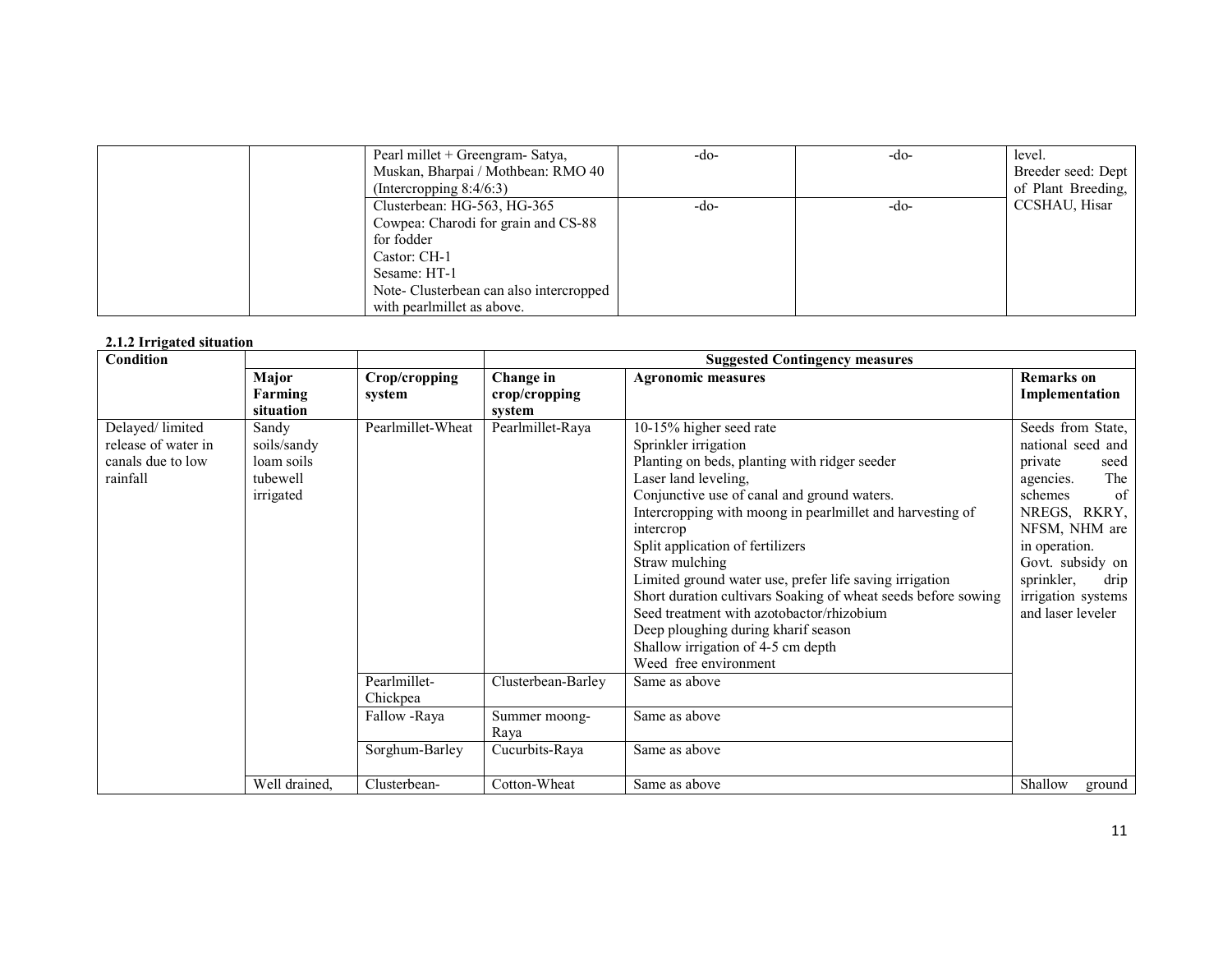| | | Pearl millet + Greengram- Satya, Muskan, Bharpai / Mothbean: RMO 40 (Intercropping 8:4/6:3) | -do- | -do- | level. Breeder seed: Dept of Plant Breeding, CCSHAU, Hisar |
|---|---|---|---|---|---|
| | | Clusterbean: HG-563, HG-365<br>Cowpea: Charodi for grain and CS-88 for fodder<br>Castor: CH-1<br>Sesame: HT-1<br>Note- Clusterbean can also intercropped with pearlmillet as above. | -do- | -do- | |

**2.1.2 Irrigated situation**

| Condition | | | Suggested Contingency measures | | |
|---|---|---|---|---|---|
| | **Major Farming situation** | **Crop/cropping system** | **Change in crop/cropping system** | **Agronomic measures** | **Remarks on Implementation** |
| Delayed/ limited release of water in canals due to low rainfall | Sandy soils/sandy loam soils tubewell irrigated | Pearlmillet-Wheat | Pearlmillet-Raya | 10-15% higher seed rate<br>Sprinkler irrigation<br>Planting on beds, planting with ridger seeder<br>Laser land leveling,<br>Conjunctive use of canal and ground waters.<br>Intercropping with moong in pearlmillet and harvesting of intercrop<br>Split application of fertilizers<br>Straw mulching<br>Limited ground water use, prefer life saving irrigation<br>Short duration cultivars Soaking of wheat seeds before sowing<br>Seed treatment with azotobactor/rhizobium<br>Deep ploughing during kharif season<br>Shallow irrigation of 4-5 cm depth<br>Weed free environment | Seeds from State, national seed and private seed agencies. The schemes of NREGS, RKRY, NFSM, NHM are in operation.<br>Govt. subsidy on sprinkler, drip irrigation systems and laser leveler |
| | | Pearlmillet-Chickpea | Clusterbean-Barley | Same as above | |
| | | Fallow -Raya | Summer moong-Raya | Same as above | |
| | | Sorghum-Barley | Cucurbits-Raya | Same as above | |
| | Well drained, | Clusterbean- | Cotton-Wheat | Same as above | Shallow ground |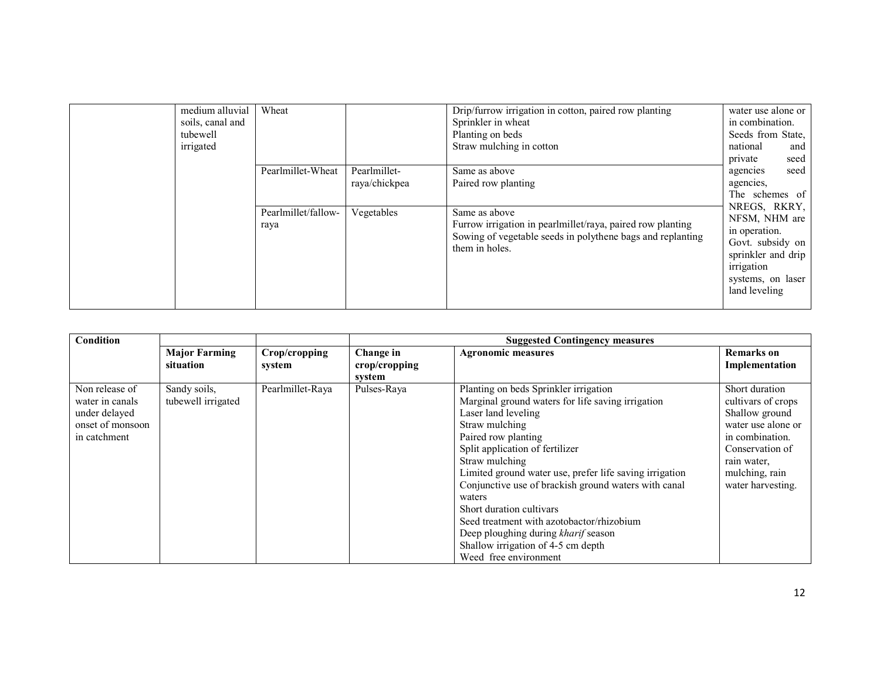| | medium alluvial soils, canal and tubewell irrigated | Wheat | | Drip/furrow irrigation in cotton, paired row planting<br>Sprinkler in wheat<br>Planting on beds<br>Straw mulching in cotton | water use alone or in combination.<br>Seeds from State, national and private seed agencies seed agencies,<br>The schemes of NREGS, RKRY, NFSM, NHM are in operation.<br>Govt. subsidy on sprinkler and drip irrigation systems, on laser land leveling |
|---|---|---|---|---|---|
| | | Pearlmillet-Wheat | Pearlmillet-raya/chickpea | Same as above<br>Paired row planting | |
| | | Pearlmillet/fallow-raya | Vegetables | Same as above<br>Furrow irrigation in pearlmillet/raya, paired row planting<br>Sowing of vegetable seeds in polythene bags and replanting them in holes. | |

| Condition | | | Suggested Contingency measures | | |
|---|---|---|---|---|---|
| | **Major Farming situation** | **Crop/cropping system** | **Change in crop/cropping system** | **Agronomic measures** | **Remarks on Implementation** |
| Non release of water in canals under delayed onset of monsoon in catchment | Sandy soils, tubewell irrigated | Pearlmillet-Raya | Pulses-Raya | Planting on beds Sprinkler irrigation<br>Marginal ground waters for life saving irrigation<br>Laser land leveling<br>Straw mulching<br>Paired row planting<br>Split application of fertilizer<br>Straw mulching<br>Limited ground water use, prefer life saving irrigation<br>Conjunctive use of brackish ground waters with canal waters<br>Short duration cultivars<br>Seed treatment with azotobactor/rhizobium<br>Deep ploughing during *kharif* season<br>Shallow irrigation of 4-5 cm depth<br>Weed free environment | Short duration cultivars of crops<br>Shallow ground water use alone or in combination.<br>Conservation of rain water, mulching, rain water harvesting. |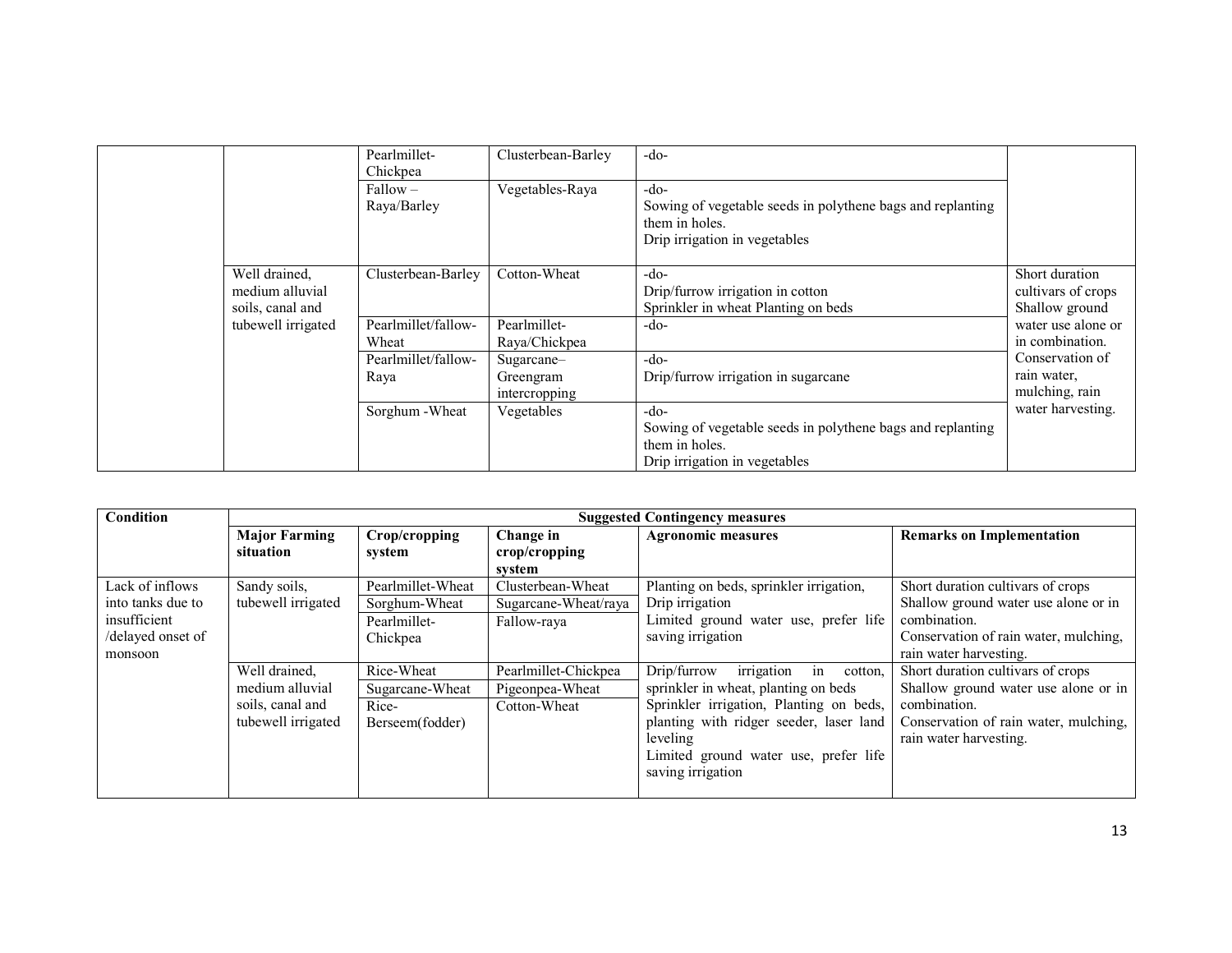|  |  | Pearlmillet-Chickpea | Clusterbean-Barley | -do- |  |
| --- | --- | --- | --- | --- | --- |
|  |  | Fallow – Raya/Barley | Vegetables-Raya | -do-<br>Sowing of vegetable seeds in polythene bags and replanting them in holes.<br>Drip irrigation in vegetables |  |
|  | Well drained, medium alluvial soils, canal and tubewell irrigated | Clusterbean-Barley | Cotton-Wheat | -do-<br>Drip/furrow irrigation in cotton<br>Sprinkler in wheat Planting on beds | Short duration cultivars of crops Shallow ground water use alone or in combination. Conservation of rain water, mulching, rain water harvesting. |
|  |  | Pearlmillet/fallow-Wheat | Pearlmillet-Raya/Chickpea | -do- |  |
|  |  | Pearlmillet/fallow-Raya | Sugarcane–Greengram intercropping | -do-<br>Drip/furrow irrigation in sugarcane |  |
|  |  | Sorghum -Wheat | Vegetables | -do-<br>Sowing of vegetable seeds in polythene bags and replanting them in holes.<br>Drip irrigation in vegetables |  |

| Condition | Suggested Contingency measures | | | | |
| --- | --- | --- | --- | --- | --- |
|  | **Major Farming situation** | **Crop/cropping system** | **Change in crop/cropping system** | **Agronomic measures** | **Remarks on Implementation** |
| Lack of inflows into tanks due to insufficient /delayed onset of monsoon | Sandy soils, tubewell irrigated | Pearlmillet-Wheat | Clusterbean-Wheat | Planting on beds, sprinkler irrigation,<br>Drip irrigation<br>Limited ground water use, prefer life saving irrigation | Short duration cultivars of crops<br>Shallow ground water use alone or in combination.<br>Conservation of rain water, mulching, rain water harvesting. |
|  |  | Sorghum-Wheat | Sugarcane-Wheat/raya |  |  |
|  |  | Pearlmillet-Chickpea | Fallow-raya |  |  |
|  | Well drained, medium alluvial soils, canal and tubewell irrigated | Rice-Wheat | Pearlmillet-Chickpea | Drip/furrow irrigation in cotton, sprinkler in wheat, planting on beds<br>Sprinkler irrigation, Planting on beds, planting with ridger seeder, laser land leveling<br>Limited ground water use, prefer life saving irrigation | Short duration cultivars of crops<br>Shallow ground water use alone or in combination.<br>Conservation of rain water, mulching, rain water harvesting. |
|  |  | Sugarcane-Wheat | Pigeonpea-Wheat |  |  |
|  |  | Rice-Berseem(fodder) | Cotton-Wheat |  |  |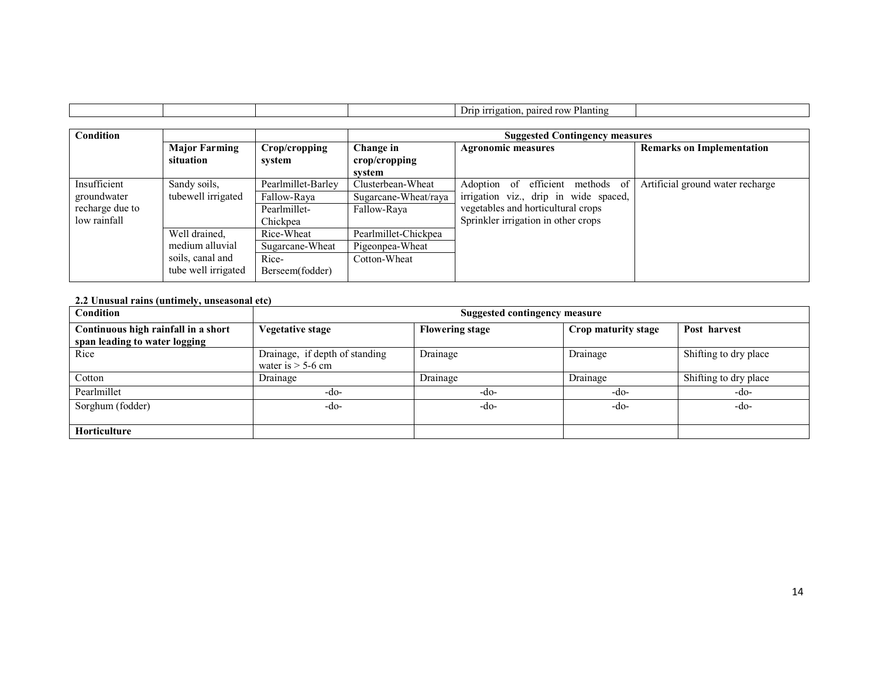| | | | | Drip irrigation, paired row Planting | |
|---|---|---|---|---|---|

| Condition | | | Suggested Contingency measures | | |
|---|---|---|---|---|---|
| | **Major Farming situation** | **Crop/cropping system** | **Change in crop/cropping system** | **Agronomic measures** | **Remarks on Implementation** |
| Insufficient groundwater recharge due to low rainfall | Sandy soils, tubewell irrigated | Pearlmillet-Barley | Clusterbean-Wheat | Adoption of efficient methods of irrigation viz., drip in wide spaced, vegetables and horticultural crops Sprinkler irrigation in other crops | Artificial ground water recharge |
| | | Fallow-Raya | Sugarcane-Wheat/raya | | |
| | | Pearlmillet-Chickpea | Fallow-Raya | | |
| | Well drained, medium alluvial soils, canal and tube well irrigated | Rice-Wheat | Pearlmillet-Chickpea | | |
| | | Sugarcane-Wheat | Pigeonpea-Wheat | | |
| | | Rice-Berseem(fodder) | Cotton-Wheat | | |

**2.2 Unusual rains (untimely, unseasonal etc)**

| Condition | Suggested contingency measure | | | |
|---|---|---|---|---|
| **Continuous high rainfall in a short span leading to water logging** | **Vegetative stage** | **Flowering stage** | **Crop maturity stage** | **Post harvest** |
| Rice | Drainage, if depth of standing water is > 5-6 cm | Drainage | Drainage | Shifting to dry place |
| Cotton | Drainage | Drainage | Drainage | Shifting to dry place |
| Pearlmillet | -do- | -do- | -do- | -do- |
| Sorghum (fodder) | -do- | -do- | -do- | -do- |
| **Horticulture** | | | | |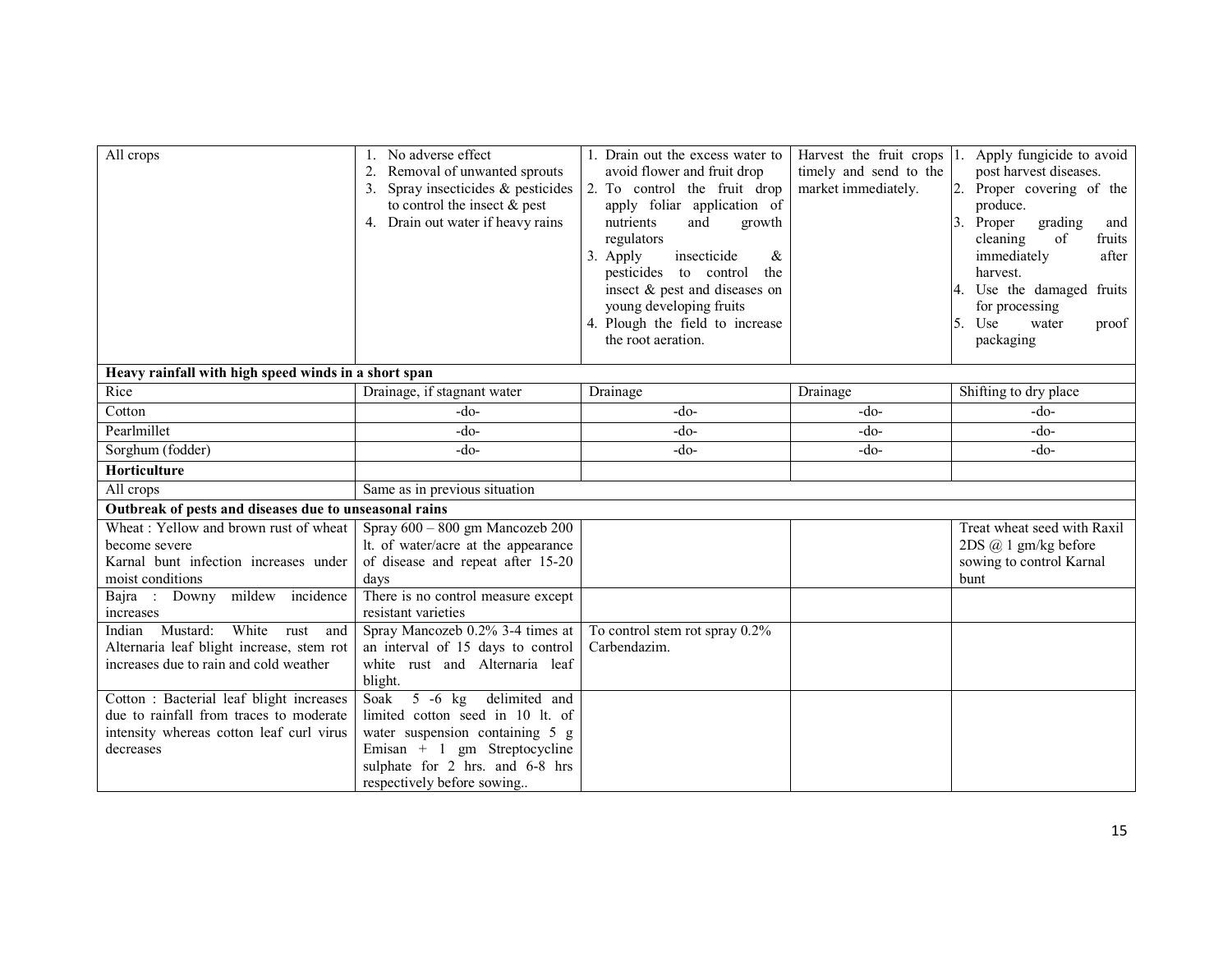| All crops | 1. No adverse effect<br>2. Removal of unwanted sprouts<br>3. Spray insecticides & pesticides to control the insect & pest<br>4. Drain out water if heavy rains | 1. Drain out the excess water to avoid flower and fruit drop<br>2. To control the fruit drop apply foliar application of nutrients and growth regulators<br>3. Apply insecticide & pesticides to control the insect & pest and diseases on young developing fruits<br>4. Plough the field to increase the root aeration. | Harvest the fruit crops timely and send to the market immediately. | 1. Apply fungicide to avoid post harvest diseases.<br>2. Proper covering of the produce.<br>3. Proper grading and cleaning of fruits immediately after harvest.<br>4. Use the damaged fruits for processing<br>5. Use water proof packaging |
|---|---|---|---|---|
| **Heavy rainfall with high speed winds in a short span** | | | | |
| Rice | Drainage, if stagnant water | Drainage | Drainage | Shifting to dry place |
| Cotton | -do- | -do- | -do- | -do- |
| Pearlmillet | -do- | -do- | -do- | -do- |
| Sorghum (fodder) | -do- | -do- | -do- | -do- |
| **Horticulture** | | | | |
| All crops | Same as in previous situation | | | |
| **Outbreak of pests and diseases due to unseasonal rains** | | | | |
| Wheat : Yellow and brown rust of wheat become severe<br>Karnal bunt infection increases under moist conditions | Spray 600 – 800 gm Mancozeb 200 lt. of water/acre at the appearance of disease and repeat after 15-20 days | | | Treat wheat seed with Raxil 2DS @ 1 gm/kg before sowing to control Karnal bunt |
| Bajra : Downy mildew incidence increases | There is no control measure except resistant varieties | | | |
| Indian Mustard: White rust and Alternaria leaf blight increase, stem rot increases due to rain and cold weather | Spray Mancozeb 0.2% 3-4 times at an interval of 15 days to control white rust and Alternaria leaf blight. | To control stem rot spray 0.2% Carbendazim. | | |
| Cotton : Bacterial leaf blight increases due to rainfall from traces to moderate intensity whereas cotton leaf curl virus decreases | Soak 5 -6 kg delimited and limited cotton seed in 10 lt. of water suspension containing 5 g Emisan + 1 gm Streptocycline sulphate for 2 hrs. and 6-8 hrs respectively before sowing.. | | | |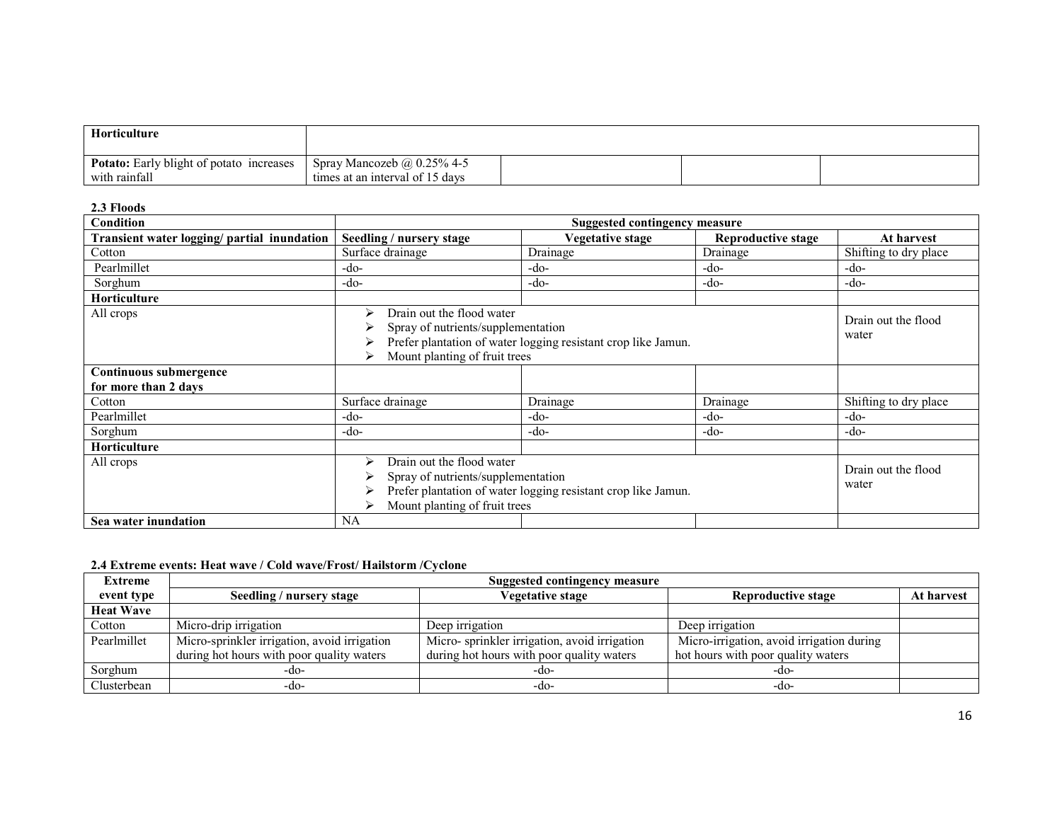| Horticulture | | | | |
|---|---|---|---|---|
| **Potato:** Early blight of potato increases with rainfall | Spray Mancozeb @ 0.25% 4-5 times at an interval of 15 days | | | |

**2.3 Floods**

| Condition | Suggested contingency measure | | | |
|---|---|---|---|---|
| **Transient water logging/ partial inundation** | **Seedling / nursery stage** | **Vegetative stage** | **Reproductive stage** | **At harvest** |
| Cotton | Surface drainage | Drainage | Drainage | Shifting to dry place |
| Pearlmillet | -do- | -do- | -do- | -do- |
| Sorghum | -do- | -do- | -do- | -do- |
| **Horticulture** | | | | |
| All crops | ➢ Drain out the flood water<br>➢ Spray of nutrients/supplementation<br>➢ Prefer plantation of water logging resistant crop like Jamun.<br>➢ Mount planting of fruit trees | | | Drain out the flood water |
| **Continuous submergence for more than 2 days** | | | | |
| Cotton | Surface drainage | Drainage | Drainage | Shifting to dry place |
| Pearlmillet | -do- | -do- | -do- | -do- |
| Sorghum | -do- | -do- | -do- | -do- |
| **Horticulture** | | | | |
| All crops | ➢ Drain out the flood water<br>➢ Spray of nutrients/supplementation<br>➢ Prefer plantation of water logging resistant crop like Jamun.<br>➢ Mount planting of fruit trees | | | Drain out the flood water |
| **Sea water inundation** | NA | | | |

**2.4 Extreme events: Heat wave / Cold wave/Frost/ Hailstorm /Cyclone**

| Extreme event type | Suggested contingency measure | | | |
|---|---|---|---|---|
| | **Seedling / nursery stage** | **Vegetative stage** | **Reproductive stage** | **At harvest** |
| **Heat Wave** | | | | |
| Cotton | Micro-drip irrigation | Deep irrigation | Deep irrigation | |
| Pearlmillet | Micro-sprinkler irrigation, avoid irrigation during hot hours with poor quality waters | Micro- sprinkler irrigation, avoid irrigation during hot hours with poor quality waters | Micro-irrigation, avoid irrigation during hot hours with poor quality waters | |
| Sorghum | -do- | -do- | -do- | |
| Clusterbean | -do- | -do- | -do- | |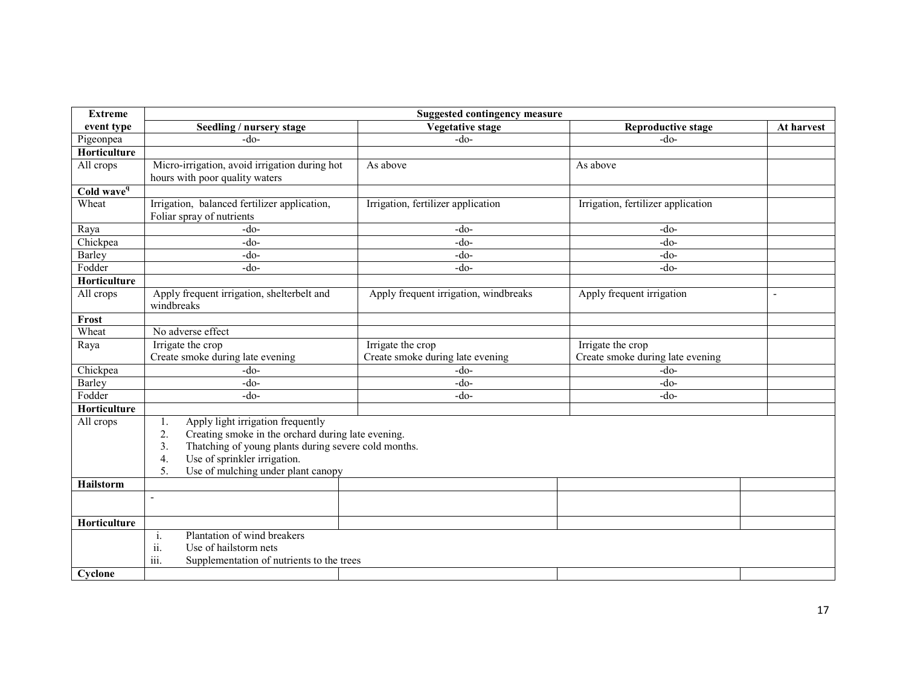| Extreme event type | Suggested contingency measure | | | |
|---|---|---|---|---|
| | Seedling / nursery stage | Vegetative stage | Reproductive stage | At harvest |
| Pigeonpea | -do- | -do- | -do- | |
| **Horticulture** | | | | |
| All crops | Micro-irrigation, avoid irrigation during hot hours with poor quality waters | As above | As above | |
| **Cold wave[q]** | | | | |
| Wheat | Irrigation, balanced fertilizer application, Foliar spray of nutrients | Irrigation, fertilizer application | Irrigation, fertilizer application | |
| Raya | -do- | -do- | -do- | |
| Chickpea | -do- | -do- | -do- | |
| Barley | -do- | -do- | -do- | |
| Fodder | -do- | -do- | -do- | |
| **Horticulture** | | | | |
| All crops | Apply frequent irrigation, shelterbelt and windbreaks | Apply frequent irrigation, windbreaks | Apply frequent irrigation | - |
| **Frost** | | | | |
| Wheat | No adverse effect | | | |
| Raya | Irrigate the crop<br>Create smoke during late evening | Irrigate the crop<br>Create smoke during late evening | Irrigate the crop<br>Create smoke during late evening | |
| Chickpea | -do- | -do- | -do- | |
| Barley | -do- | -do- | -do- | |
| Fodder | -do- | -do- | -do- | |
| **Horticulture** | | | | |
| All crops | 1. Apply light irrigation frequently<br>2. Creating smoke in the orchard during late evening.<br>3. Thatching of young plants during severe cold months.<br>4. Use of sprinkler irrigation.<br>5. Use of mulching under plant canopy | | | |
| **Hailstorm** | | | | |
| | - | | | |
| **Horticulture** | | | | |
| | i. Plantation of wind breakers<br>ii. Use of hailstorm nets<br>iii. Supplementation of nutrients to the trees | | | |
| **Cyclone** | | | | |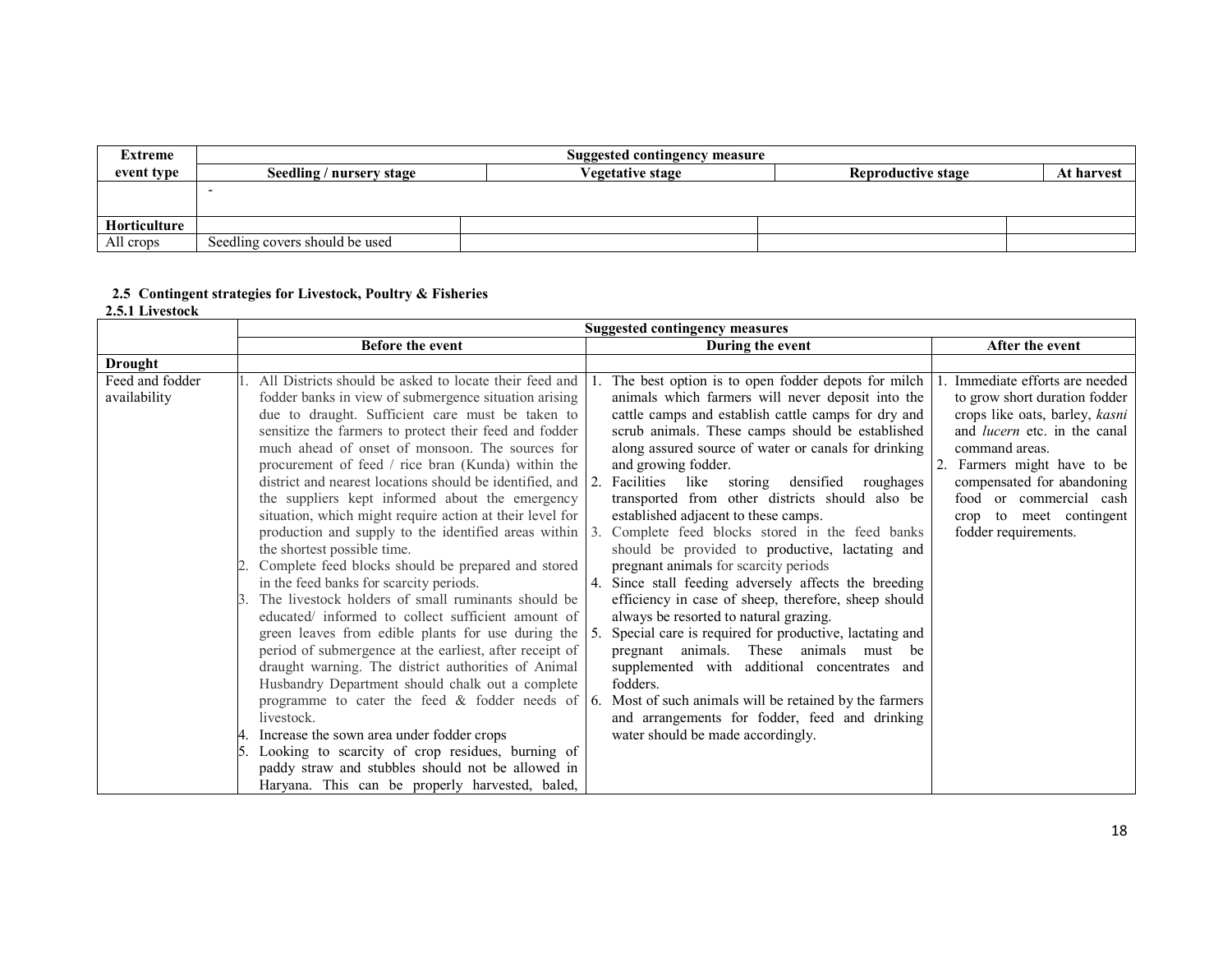| Extreme event type | Suggested contingency measure | | | |
|---|---|---|---|---|
| | Seedling / nursery stage | Vegetative stage | Reproductive stage | At harvest |
| | - | | | |
| **Horticulture** | | | | |
| All crops | Seedling covers should be used | | | |

### 2.5 Contingent strategies for Livestock, Poultry & Fisheries

#### 2.5.1 Livestock

| | Suggested contingency measures | | |
|---|---|---|---|
| | Before the event | During the event | After the event |
| **Drought** | | | |
| Feed and fodder availability | 1. All Districts should be asked to locate their feed and fodder banks in view of submergence situation arising due to draught. Sufficient care must be taken to sensitize the farmers to protect their feed and fodder much ahead of onset of monsoon. The sources for procurement of feed / rice bran (Kunda) within the district and nearest locations should be identified, and the suppliers kept informed about the emergency situation, which might require action at their level for production and supply to the identified areas within the shortest possible time.<br>2. Complete feed blocks should be prepared and stored in the feed banks for scarcity periods.<br>3. The livestock holders of small ruminants should be educated/ informed to collect sufficient amount of green leaves from edible plants for use during the period of submergence at the earliest, after receipt of draught warning. The district authorities of Animal Husbandry Department should chalk out a complete programme to cater the feed & fodder needs of livestock.<br>4. Increase the sown area under fodder crops<br>5. Looking to scarcity of crop residues, burning of paddy straw and stubbles should not be allowed in Haryana. This can be properly harvested, baled, | 1. The best option is to open fodder depots for milch animals which farmers will never deposit into the cattle camps and establish cattle camps for dry and scrub animals. These camps should be established along assured source of water or canals for drinking and growing fodder.<br>2. Facilities like storing densified roughages transported from other districts should also be established adjacent to these camps.<br>3. Complete feed blocks stored in the feed banks should be provided to productive, lactating and pregnant animals for scarcity periods<br>4. Since stall feeding adversely affects the breeding efficiency in case of sheep, therefore, sheep should always be resorted to natural grazing.<br>5. Special care is required for productive, lactating and pregnant animals. These animals must be supplemented with additional concentrates and fodders.<br>6. Most of such animals will be retained by the farmers and arrangements for fodder, feed and drinking water should be made accordingly. | 1. Immediate efforts are needed to grow short duration fodder crops like oats, barley, *kasni* and *lucern* etc. in the canal command areas.<br>2. Farmers might have to be compensated for abandoning food or commercial cash crop to meet contingent fodder requirements. |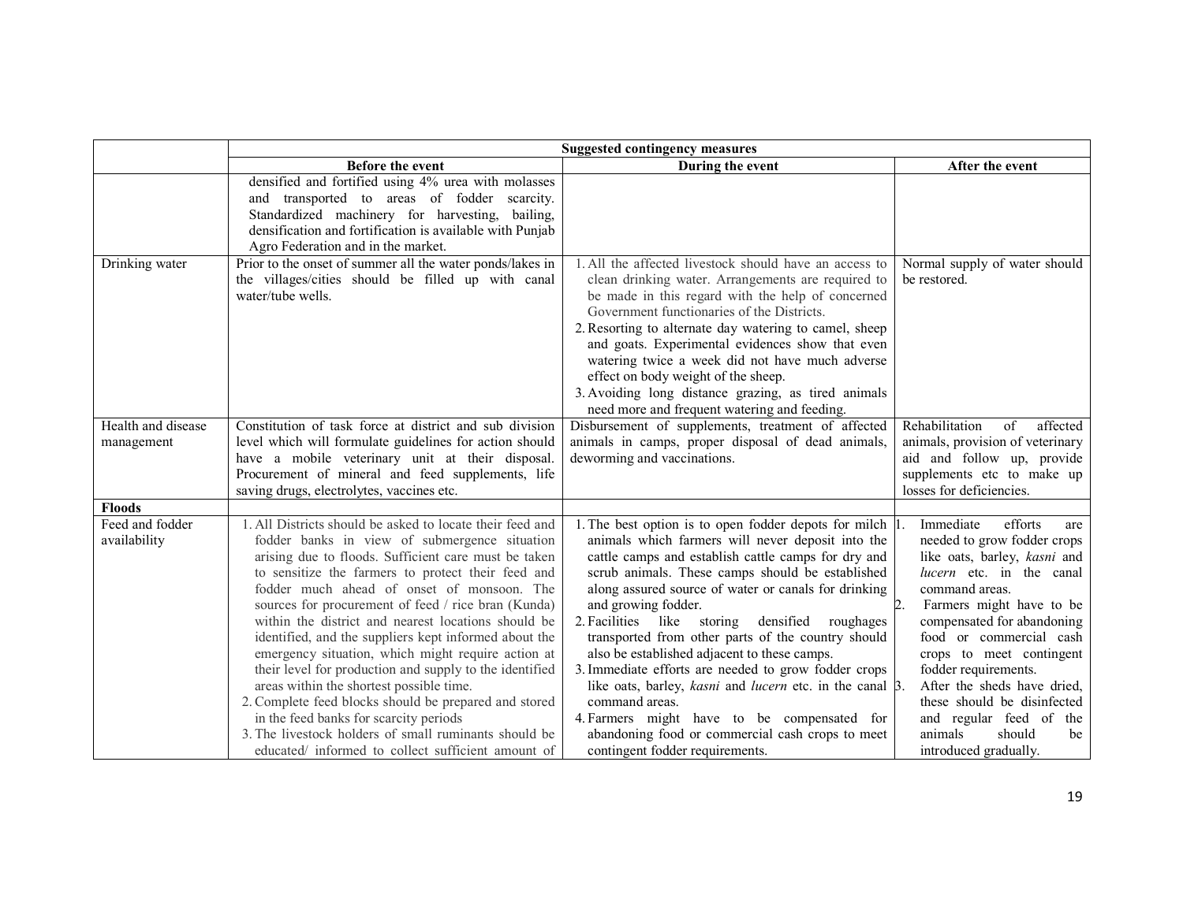|  | Suggested contingency measures | | |
|---|---|---|---|
|  | **Before the event** | **During the event** | **After the event** |
|  | densified and fortified using 4% urea with molasses and transported to areas of fodder scarcity. Standardized machinery for harvesting, bailing, densification and fortification is available with Punjab Agro Federation and in the market. |  |  |
| Drinking water | Prior to the onset of summer all the water ponds/lakes in the villages/cities should be filled up with canal water/tube wells. | 1. All the affected livestock should have an access to clean drinking water. Arrangements are required to be made in this regard with the help of concerned Government functionaries of the Districts.<br>2. Resorting to alternate day watering to camel, sheep and goats. Experimental evidences show that even watering twice a week did not have much adverse effect on body weight of the sheep.<br>3. Avoiding long distance grazing, as tired animals need more and frequent watering and feeding. | Normal supply of water should be restored. |
| Health and disease management | Constitution of task force at district and sub division level which will formulate guidelines for action should have a mobile veterinary unit at their disposal. Procurement of mineral and feed supplements, life saving drugs, electrolytes, vaccines etc. | Disbursement of supplements, treatment of affected animals in camps, proper disposal of dead animals, deworming and vaccinations. | Rehabilitation of affected animals, provision of veterinary aid and follow up, provide supplements etc to make up losses for deficiencies. |
| **Floods** |  |  |  |
| Feed and fodder availability | 1. All Districts should be asked to locate their feed and fodder banks in view of submergence situation arising due to floods. Sufficient care must be taken to sensitize the farmers to protect their feed and fodder much ahead of onset of monsoon. The sources for procurement of feed / rice bran (Kunda) within the district and nearest locations should be identified, and the suppliers kept informed about the emergency situation, which might require action at their level for production and supply to the identified areas within the shortest possible time.<br>2. Complete feed blocks should be prepared and stored in the feed banks for scarcity periods<br>3. The livestock holders of small ruminants should be educated/ informed to collect sufficient amount of | 1. The best option is to open fodder depots for milch animals which farmers will never deposit into the cattle camps and establish cattle camps for dry and scrub animals. These camps should be established along assured source of water or canals for drinking and growing fodder.<br>2. Facilities like storing densified roughages transported from other parts of the country should also be established adjacent to these camps.<br>3. Immediate efforts are needed to grow fodder crops like oats, barley, *kasni* and *lucern* etc. in the canal command areas.<br>4. Farmers might have to be compensated for abandoning food or commercial cash crops to meet contingent fodder requirements. | 1. Immediate efforts are needed to grow fodder crops like oats, barley, *kasni* and *lucern* etc. in the canal command areas.<br>2. Farmers might have to be compensated for abandoning food or commercial cash crops to meet contingent fodder requirements.<br>3. After the sheds have dried, these should be disinfected and regular feed of the animals should be introduced gradually. |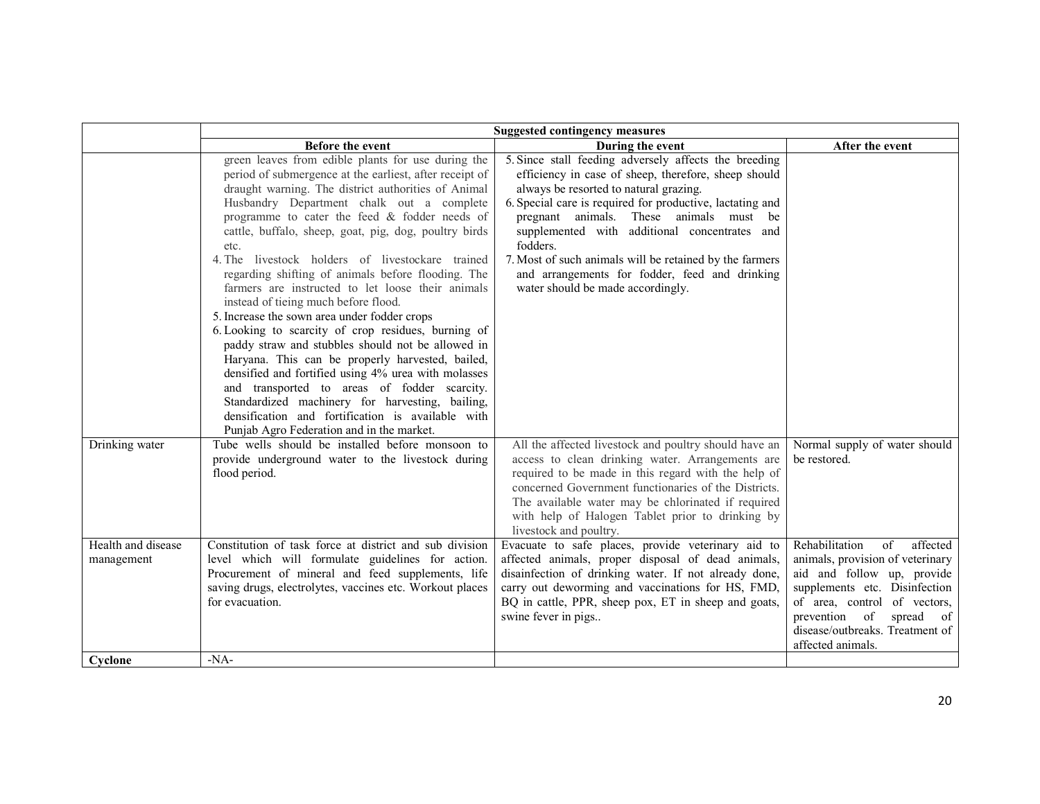|  | Suggested contingency measures | | |
|---|---|---|---|
|  | Before the event | During the event | After the event |
|  | green leaves from edible plants for use during the period of submergence at the earliest, after receipt of draught warning. The district authorities of Animal Husbandry Department chalk out a complete programme to cater the feed & fodder needs of cattle, buffalo, sheep, goat, pig, dog, poultry birds etc.<br>4. The livestock holders of livestockare trained regarding shifting of animals before flooding. The farmers are instructed to let loose their animals instead of tieing much before flood.<br>5. Increase the sown area under fodder crops<br>6. Looking to scarcity of crop residues, burning of paddy straw and stubbles should not be allowed in Haryana. This can be properly harvested, bailed, densified and fortified using 4% urea with molasses and transported to areas of fodder scarcity. Standardized machinery for harvesting, bailing, densification and fortification is available with Punjab Agro Federation and in the market. | 5. Since stall feeding adversely affects the breeding efficiency in case of sheep, therefore, sheep should always be resorted to natural grazing.<br>6. Special care is required for productive, lactating and pregnant animals. These animals must be supplemented with additional concentrates and fodders.<br>7. Most of such animals will be retained by the farmers and arrangements for fodder, feed and drinking water should be made accordingly. |  |
| Drinking water | Tube wells should be installed before monsoon to provide underground water to the livestock during flood period. | All the affected livestock and poultry should have an access to clean drinking water. Arrangements are required to be made in this regard with the help of concerned Government functionaries of the Districts. The available water may be chlorinated if required with help of Halogen Tablet prior to drinking by livestock and poultry. | Normal supply of water should be restored. |
| Health and disease management | Constitution of task force at district and sub division level which will formulate guidelines for action. Procurement of mineral and feed supplements, life saving drugs, electrolytes, vaccines etc. Workout places for evacuation. | Evacuate to safe places, provide veterinary aid to affected animals, proper disposal of dead animals, disainfection of drinking water. If not already done, carry out deworming and vaccinations for HS, FMD, BQ in cattle, PPR, sheep pox, ET in sheep and goats, swine fever in pigs.. | Rehabilitation of affected animals, provision of veterinary aid and follow up, provide supplements etc. Disinfection of area, control of vectors, prevention of spread of disease/outbreaks. Treatment of affected animals. |
| **Cyclone** | -NA- |  |  |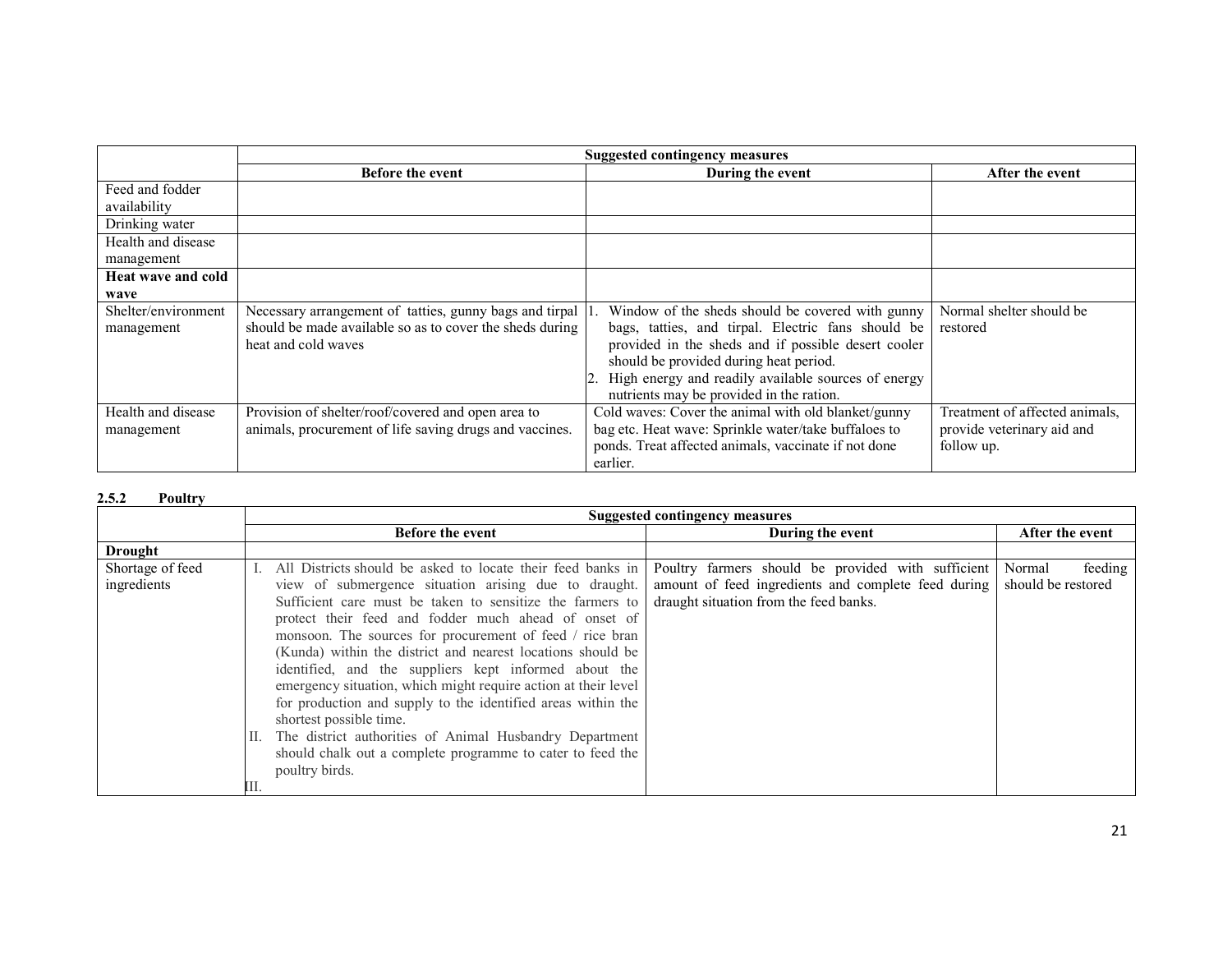| | Suggested contingency measures | | |
|---|---|---|---|
| | **Before the event** | **During the event** | **After the event** |
| Feed and fodder availability | | | |
| Drinking water | | | |
| Health and disease management | | | |
| **Heat wave and cold wave** | | | |
| Shelter/environment management | Necessary arrangement of tatties, gunny bags and tirpal should be made available so as to cover the sheds during heat and cold waves | 1. Window of the sheds should be covered with gunny bags, tatties, and tirpal. Electric fans should be provided in the sheds and if possible desert cooler should be provided during heat period. 2. High energy and readily available sources of energy nutrients may be provided in the ration. | Normal shelter should be restored |
| Health and disease management | Provision of shelter/roof/covered and open area to animals, procurement of life saving drugs and vaccines. | Cold waves: Cover the animal with old blanket/gunny bag etc. Heat wave: Sprinkle water/take buffaloes to ponds. Treat affected animals, vaccinate if not done earlier. | Treatment of affected animals, provide veterinary aid and follow up. |

### 2.5.2 Poultry

| | Suggested contingency measures | | |
|---|---|---|---|
| | **Before the event** | **During the event** | **After the event** |
| **Drought** | | | |
| Shortage of feed ingredients | I. All Districts should be asked to locate their feed banks in view of submergence situation arising due to draught. Sufficient care must be taken to sensitize the farmers to protect their feed and fodder much ahead of onset of monsoon. The sources for procurement of feed / rice bran (Kunda) within the district and nearest locations should be identified, and the suppliers kept informed about the emergency situation, which might require action at their level for production and supply to the identified areas within the shortest possible time. II. The district authorities of Animal Husbandry Department should chalk out a complete programme to cater to feed the poultry birds. III. | Poultry farmers should be provided with sufficient amount of feed ingredients and complete feed during draught situation from the feed banks. | Normal feeding should be restored |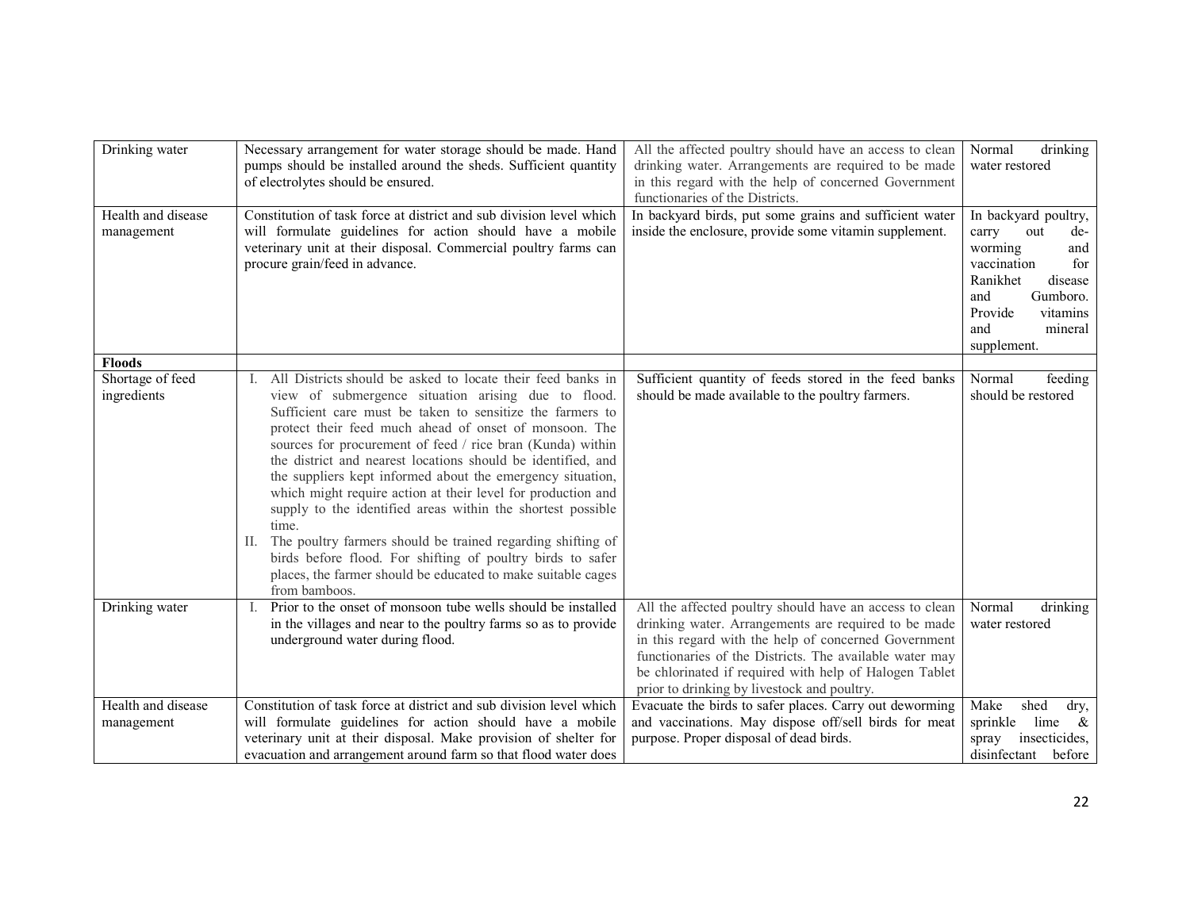| | | | |
|---|---|---|---|
| Drinking water | Necessary arrangement for water storage should be made. Hand pumps should be installed around the sheds. Sufficient quantity of electrolytes should be ensured. | All the affected poultry should have an access to clean drinking water. Arrangements are required to be made in this regard with the help of concerned Government functionaries of the Districts. | Normal drinking water restored |
| Health and disease management | Constitution of task force at district and sub division level which will formulate guidelines for action should have a mobile veterinary unit at their disposal. Commercial poultry farms can procure grain/feed in advance. | In backyard birds, put some grains and sufficient water inside the enclosure, provide some vitamin supplement. | In backyard poultry, carry out de-worming and vaccination for Ranikhet disease and Gumboro. Provide vitamins and mineral supplement. |
| **Floods** | | | |
| Shortage of feed ingredients | I. All Districts should be asked to locate their feed banks in view of submergence situation arising due to flood. Sufficient care must be taken to sensitize the farmers to protect their feed much ahead of onset of monsoon. The sources for procurement of feed / rice bran (Kunda) within the district and nearest locations should be identified, and the suppliers kept informed about the emergency situation, which might require action at their level for production and supply to the identified areas within the shortest possible time.<br>II. The poultry farmers should be trained regarding shifting of birds before flood. For shifting of poultry birds to safer places, the farmer should be educated to make suitable cages from bamboos. | Sufficient quantity of feeds stored in the feed banks should be made available to the poultry farmers. | Normal feeding should be restored |
| Drinking water | I. Prior to the onset of monsoon tube wells should be installed in the villages and near to the poultry farms so as to provide underground water during flood. | All the affected poultry should have an access to clean drinking water. Arrangements are required to be made in this regard with the help of concerned Government functionaries of the Districts. The available water may be chlorinated if required with help of Halogen Tablet prior to drinking by livestock and poultry. | Normal drinking water restored |
| Health and disease management | Constitution of task force at district and sub division level which will formulate guidelines for action should have a mobile veterinary unit at their disposal. Make provision of shelter for evacuation and arrangement around farm so that flood water does | Evacuate the birds to safer places. Carry out deworming and vaccinations. May dispose off/sell birds for meat purpose. Proper disposal of dead birds. | Make shed dry, sprinkle lime & spray insecticides, disinfectant before |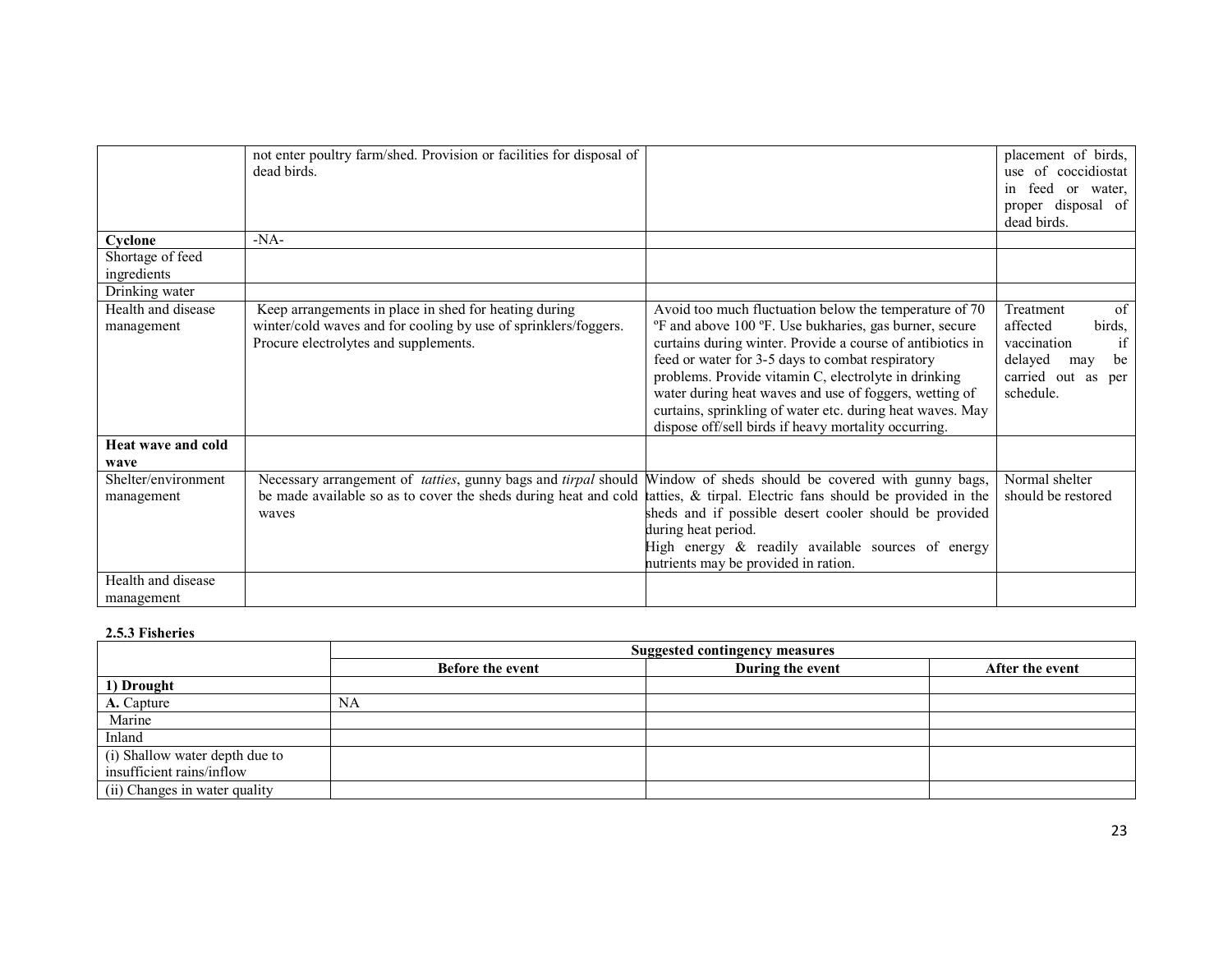| | | | |
|---|---|---|---|
| | not enter poultry farm/shed. Provision or facilities for disposal of dead birds. | | placement of birds, use of coccidiostat in feed or water, proper disposal of dead birds. |
| **Cyclone** | -NA- | | |
| Shortage of feed ingredients | | | |
| Drinking water | | | |
| Health and disease management | Keep arrangements in place in shed for heating during winter/cold waves and for cooling by use of sprinklers/foggers. Procure electrolytes and supplements. | Avoid too much fluctuation below the temperature of 70 ºF and above 100 ºF. Use bukharies, gas burner, secure curtains during winter. Provide a course of antibiotics in feed or water for 3-5 days to combat respiratory problems. Provide vitamin C, electrolyte in drinking water during heat waves and use of foggers, wetting of curtains, sprinkling of water etc. during heat waves. May dispose off/sell birds if heavy mortality occurring. | Treatment of affected birds, vaccination if delayed may be carried out as per schedule. |
| **Heat wave and cold wave** | | | |
| Shelter/environment management | Necessary arrangement of *tatties*, gunny bags and *tirpal* should be made available so as to cover the sheds during heat and cold waves | Window of sheds should be covered with gunny bags, tatties, & tirpal. Electric fans should be provided in the sheds and if possible desert cooler should be provided during heat period. High energy & readily available sources of energy nutrients may be provided in ration. | Normal shelter should be restored |
| Health and disease management | | | |

**2.5.3 Fisheries**

| | Suggested contingency measures | | |
|---|---|---|---|
| | **Before the event** | **During the event** | **After the event** |
| **1) Drought** | | | |
| **A.** Capture | NA | | |
| Marine | | | |
| Inland | | | |
| (i) Shallow water depth due to insufficient rains/inflow | | | |
| (ii) Changes in water quality | | | |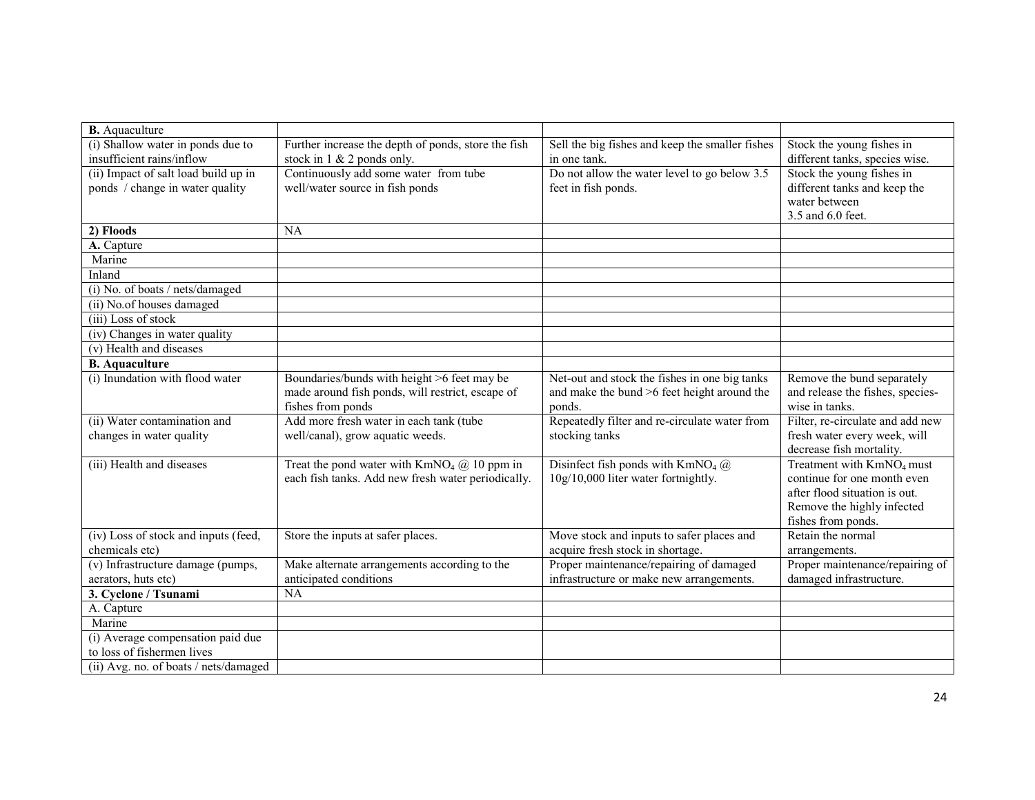| **B.** Aquaculture | | | |
|---|---|---|---|
| (i) Shallow water in ponds due to insufficient rains/inflow | Further increase the depth of ponds, store the fish stock in 1 & 2 ponds only. | Sell the big fishes and keep the smaller fishes in one tank. | Stock the young fishes in different tanks, species wise. |
| (ii) Impact of salt load build up in ponds / change in water quality | Continuously add some water from tube well/water source in fish ponds | Do not allow the water level to go below 3.5 feet in fish ponds. | Stock the young fishes in different tanks and keep the water between 3.5 and 6.0 feet. |
| **2) Floods** | NA | | |
| **A.** Capture | | | |
| Marine | | | |
| Inland | | | |
| (i) No. of boats / nets/damaged | | | |
| (ii) No.of houses damaged | | | |
| (iii) Loss of stock | | | |
| (iv) Changes in water quality | | | |
| (v) Health and diseases | | | |
| **B. Aquaculture** | | | |
| (i) Inundation with flood water | Boundaries/bunds with height >6 feet may be made around fish ponds, will restrict, escape of fishes from ponds | Net-out and stock the fishes in one big tanks and make the bund >6 feet height around the ponds. | Remove the bund separately and release the fishes, species-wise in tanks. |
| (ii) Water contamination and changes in water quality | Add more fresh water in each tank (tube well/canal), grow aquatic weeds. | Repeatedly filter and re-circulate water from stocking tanks | Filter, re-circulate and add new fresh water every week, will decrease fish mortality. |
| (iii) Health and diseases | Treat the pond water with $KmNO_4$ @ 10 ppm in each fish tanks. Add new fresh water periodically. | Disinfect fish ponds with $KmNO_4$ @ 10g/10,000 liter water fortnightly. | Treatment with $KmNO_4$ must continue for one month even after flood situation is out. Remove the highly infected fishes from ponds. |
| (iv) Loss of stock and inputs (feed, chemicals etc) | Store the inputs at safer places. | Move stock and inputs to safer places and acquire fresh stock in shortage. | Retain the normal arrangements. |
| (v) Infrastructure damage (pumps, aerators, huts etc) | Make alternate arrangements according to the anticipated conditions | Proper maintenance/repairing of damaged infrastructure or make new arrangements. | Proper maintenance/repairing of damaged infrastructure. |
| **3. Cyclone / Tsunami** | NA | | |
| A. Capture | | | |
| Marine | | | |
| (i) Average compensation paid due to loss of fishermen lives | | | |
| (ii) Avg. no. of boats / nets/damaged | | | |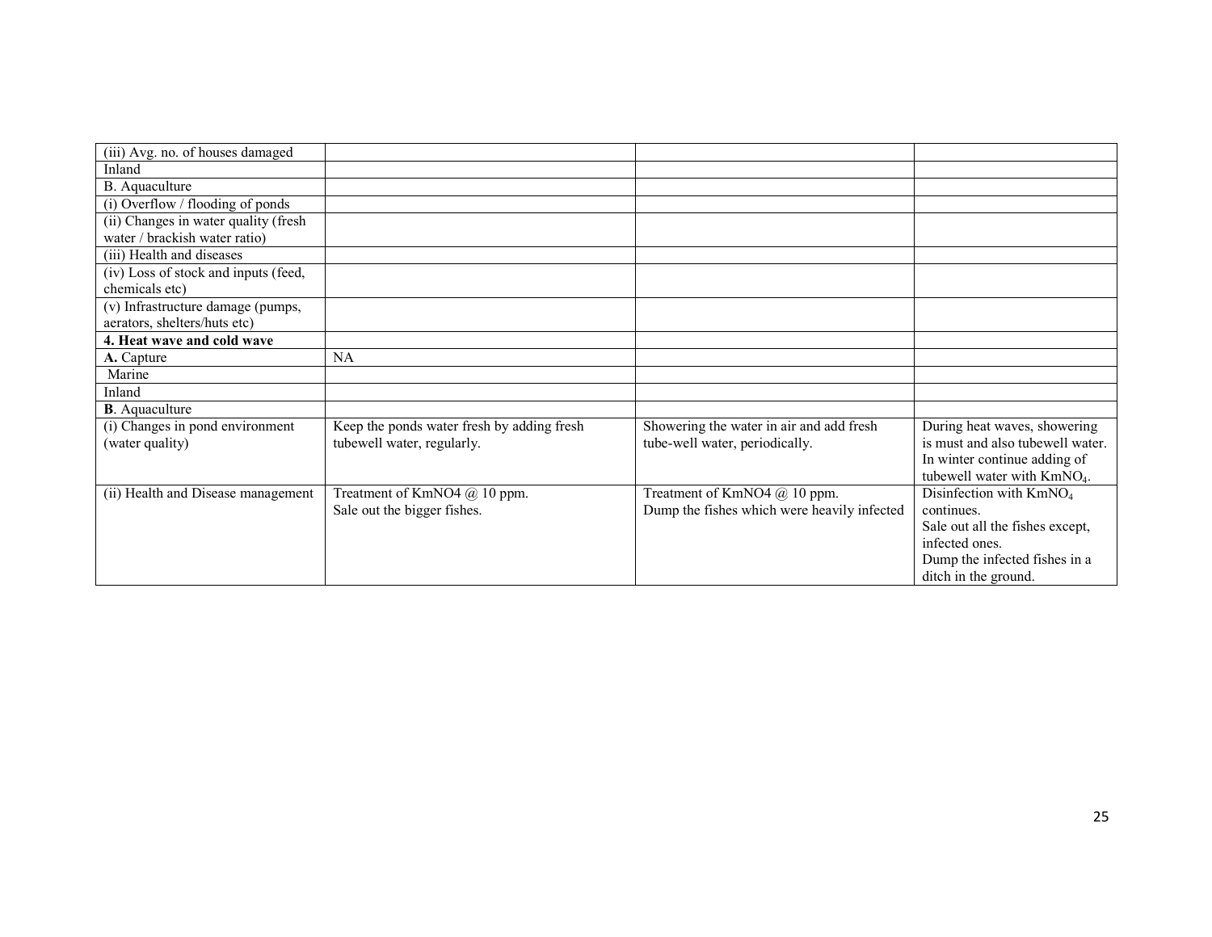| | | | |
|---|---|---|---|
| (iii) Avg. no. of houses damaged | | | |
| Inland | | | |
| B. Aquaculture | | | |
| (i) Overflow / flooding of ponds | | | |
| (ii) Changes in water quality (fresh water / brackish water ratio) | | | |
| (iii) Health and diseases | | | |
| (iv) Loss of stock and inputs (feed, chemicals etc) | | | |
| (v) Infrastructure damage (pumps, aerators, shelters/huts etc) | | | |
| **4. Heat wave and cold wave** | | | |
| **A.** Capture | NA | | |
| Marine | | | |
| Inland | | | |
| **B**. Aquaculture | | | |
| (i) Changes in pond environment (water quality) | Keep the ponds water fresh by adding fresh tubewell water, regularly. | Showering the water in air and add fresh tube-well water, periodically. | During heat waves, showering is must and also tubewell water. In winter continue adding of tubewell water with $KmNO_4$. |
| (ii) Health and Disease management | Treatment of KmNO4 @ 10 ppm. Sale out the bigger fishes. | Treatment of KmNO4 @ 10 ppm. Dump the fishes which were heavily infected | Disinfection with $KmNO_4$ continues. Sale out all the fishes except, infected ones. Dump the infected fishes in a ditch in the ground. |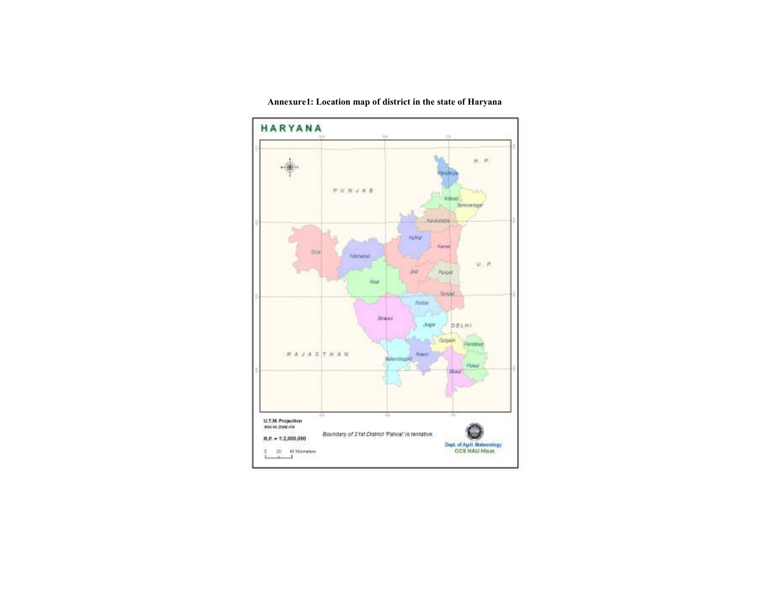**Annexure1: Location map of district in the state of Haryana**

HARYANA

H. P.

PUNJAB

U. P.

DELHI

RAJASTHAN

Panchkula, Ambala, Yamunanagar, Kurukshetra, Kaithal, Karnal, Sirsa, Fatehabad, Jind, Panipat, Hisar, Sonipat, Rohtak, Bhiwani, Jhajjar, Gurgaon, Faridabad, Rewari, Mahendragarh, Palwal, Mewat

U.T.M. Projection

R.F. = 1:2,000,000

0 20 40 Kilometers

Boundary of 21st District 'Palwal' is tentative.

Dept. of Agril. Meteorology
CCS HAU Hisar.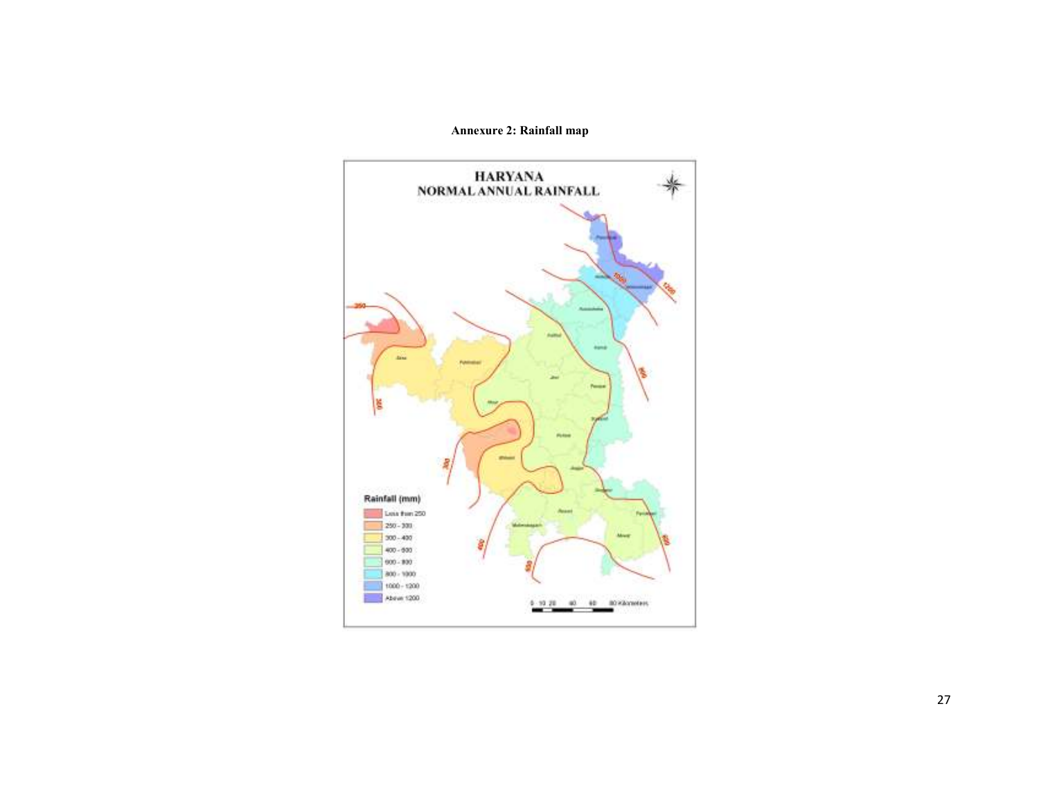**Annexure 2: Rainfall map**

HARYANA
NORMAL ANNUAL RAINFALL

Rainfall (mm)

Less than 250
250 - 300
300 - 400
400 - 600
600 - 800
800 - 1000
1000 - 1200
Above 1200

0 10 20 40 60 80 Kilometers